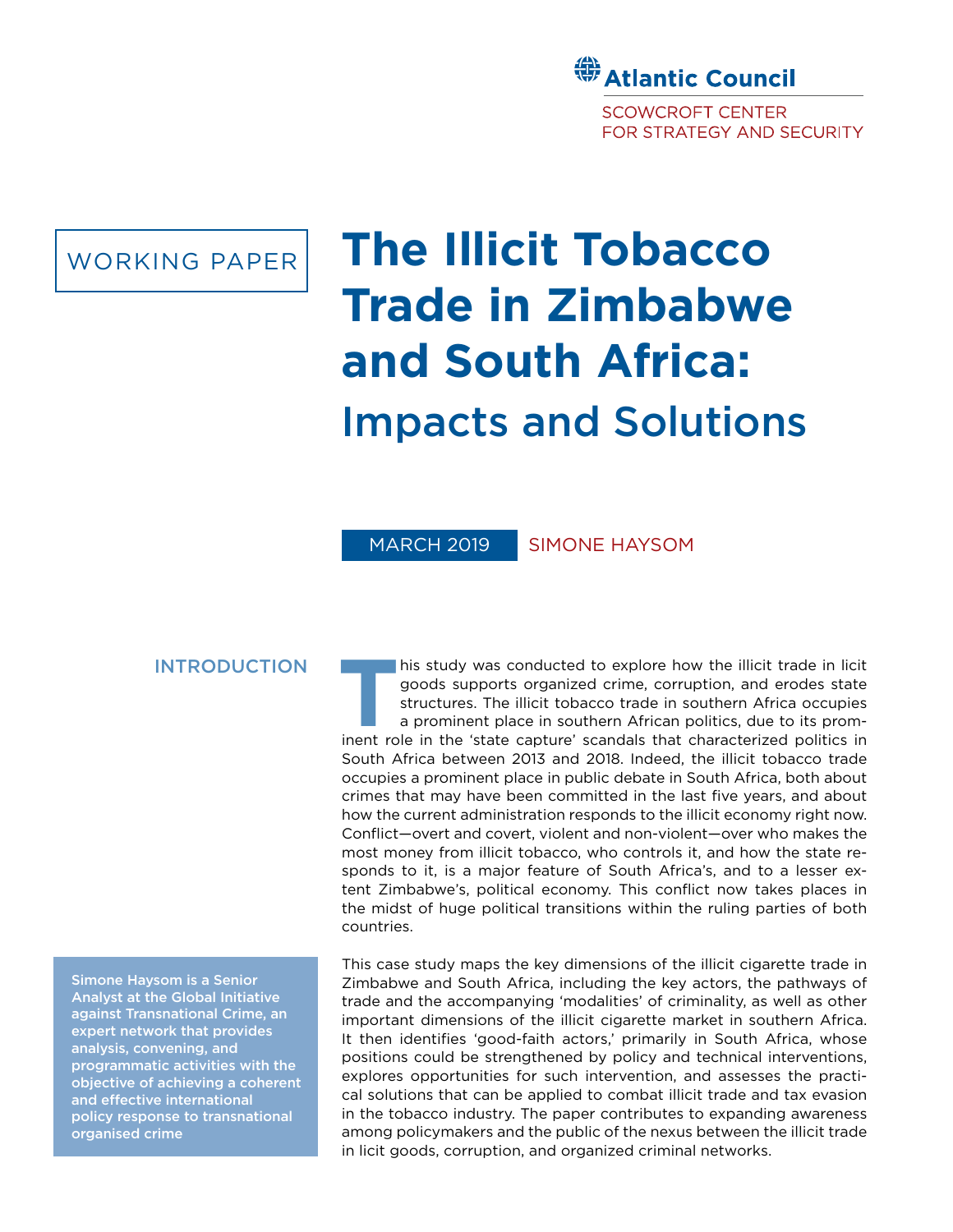Atlantic Council

SCOWCROFT CENTER FOR STRATEGY AND SECURITY

WORKING PAPER

# The Illicit Tobacco Trade in Zimbabwe and South Africa: Impacts and Solutions

MARCH 2019 SIMONE HAYSOM

## INTRODUCTION

This study was conducted to explore how the illicit trade in licit goods supports organized crime, corruption, and erodes state structures. The illicit tobacco trade in southern Africa occupies a prominent place in southern African politics, due to its prominent role in the 'state capture' scandals that characterized politics in South Africa between 2013 and 2018. Indeed, the illicit tobacco trade occupies a prominent place in public debate in South Africa, both about crimes that may have been committed in the last five years, and about how the current administration responds to the illicit economy right now. Conflict—overt and covert, violent and non-violent—over who makes the most money from illicit tobacco, who controls it, and how the state responds to it, is a major feature of South Africa's, and to a lesser extent Zimbabwe's, political economy. This conflict now takes places in the midst of huge political transitions within the ruling parties of both countries.

This case study maps the key dimensions of the illicit cigarette trade in Zimbabwe and South Africa, including the key actors, the pathways of trade and the accompanying 'modalities' of criminality, as well as other important dimensions of the illicit cigarette market in southern Africa. It then identifies 'good-faith actors,' primarily in South Africa, whose positions could be strengthened by policy and technical interventions, explores opportunities for such intervention, and assesses the practical solutions that can be applied to combat illicit trade and tax evasion in the tobacco industry. The paper contributes to expanding awareness among policymakers and the public of the nexus between the illicit trade in licit goods, corruption, and organized criminal networks.

**Simone Haysom is a Senior Analyst at the Global Initiative against Transnational Crime, an expert network that provides analysis, convening, and programmatic activities with the objective of achieving a coherent and effective international policy response to transnational organised crime**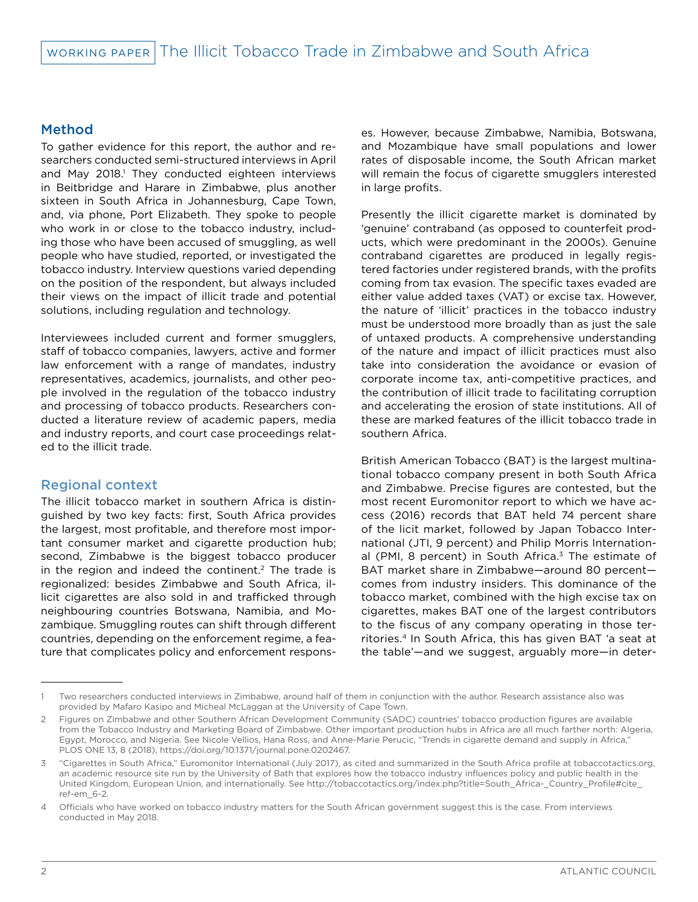## Method

To gather evidence for this report, the author and researchers conducted semi-structured interviews in April and May 2018.[1] They conducted eighteen interviews in Beitbridge and Harare in Zimbabwe, plus another sixteen in South Africa in Johannesburg, Cape Town, and, via phone, Port Elizabeth. They spoke to people who work in or close to the tobacco industry, including those who have been accused of smuggling, as well people who have studied, reported, or investigated the tobacco industry. Interview questions varied depending on the position of the respondent, but always included their views on the impact of illicit trade and potential solutions, including regulation and technology.

Interviewees included current and former smugglers, staff of tobacco companies, lawyers, active and former law enforcement with a range of mandates, industry representatives, academics, journalists, and other people involved in the regulation of the tobacco industry and processing of tobacco products. Researchers conducted a literature review of academic papers, media and industry reports, and court case proceedings related to the illicit trade.

## Regional context

The illicit tobacco market in southern Africa is distinguished by two key facts: first, South Africa provides the largest, most profitable, and therefore most important consumer market and cigarette production hub; second, Zimbabwe is the biggest tobacco producer in the region and indeed the continent.[2] The trade is regionalized: besides Zimbabwe and South Africa, illicit cigarettes are also sold in and trafficked through neighbouring countries Botswana, Namibia, and Mozambique. Smuggling routes can shift through different countries, depending on the enforcement regime, a feature that complicates policy and enforcement responses. However, because Zimbabwe, Namibia, Botswana, and Mozambique have small populations and lower rates of disposable income, the South African market will remain the focus of cigarette smugglers interested in large profits.

Presently the illicit cigarette market is dominated by 'genuine' contraband (as opposed to counterfeit products, which were predominant in the 2000s). Genuine contraband cigarettes are produced in legally registered factories under registered brands, with the profits coming from tax evasion. The specific taxes evaded are either value added taxes (VAT) or excise tax. However, the nature of 'illicit' practices in the tobacco industry must be understood more broadly than as just the sale of untaxed products. A comprehensive understanding of the nature and impact of illicit practices must also take into consideration the avoidance or evasion of corporate income tax, anti-competitive practices, and the contribution of illicit trade to facilitating corruption and accelerating the erosion of state institutions. All of these are marked features of the illicit tobacco trade in southern Africa.

British American Tobacco (BAT) is the largest multinational tobacco company present in both South Africa and Zimbabwe. Precise figures are contested, but the most recent Euromonitor report to which we have access (2016) records that BAT held 74 percent share of the licit market, followed by Japan Tobacco International (JTI, 9 percent) and Philip Morris International (PMI, 8 percent) in South Africa.[3] The estimate of BAT market share in Zimbabwe—around 80 percent—comes from industry insiders. This dominance of the tobacco market, combined with the high excise tax on cigarettes, makes BAT one of the largest contributors to the fiscus of any company operating in those territories.[4] In South Africa, this has given BAT 'a seat at the table'—and we suggest, arguably more—in deter-

---

1 Two researchers conducted interviews in Zimbabwe, around half of them in conjunction with the author. Research assistance also was provided by Mafaro Kasipo and Micheal McLaggan at the University of Cape Town.

2 Figures on Zimbabwe and other Southern African Development Community (SADC) countries' tobacco production figures are available from the Tobacco Industry and Marketing Board of Zimbabwe. Other important production hubs in Africa are all much farther north: Algeria, Egypt, Morocco, and Nigeria. See Nicole Vellios, Hana Ross, and Anne-Marie Perucic, "Trends in cigarette demand and supply in Africa," PLOS ONE 13, 8 (2018), https://doi.org/10.1371/journal.pone.0202467.

3 "Cigarettes in South Africa," Euromonitor International (July 2017), as cited and summarized in the South Africa profile at tobaccotactics.org, an academic resource site run by the University of Bath that explores how the tobacco industry influences policy and public health in the United Kingdom, European Union, and internationally. See http://tobaccotactics.org/index.php?title=South_Africa-_Country_Profile#cite_ref-em_6-2.

4 Officials who have worked on tobacco industry matters for the South African government suggest this is the case. From interviews conducted in May 2018.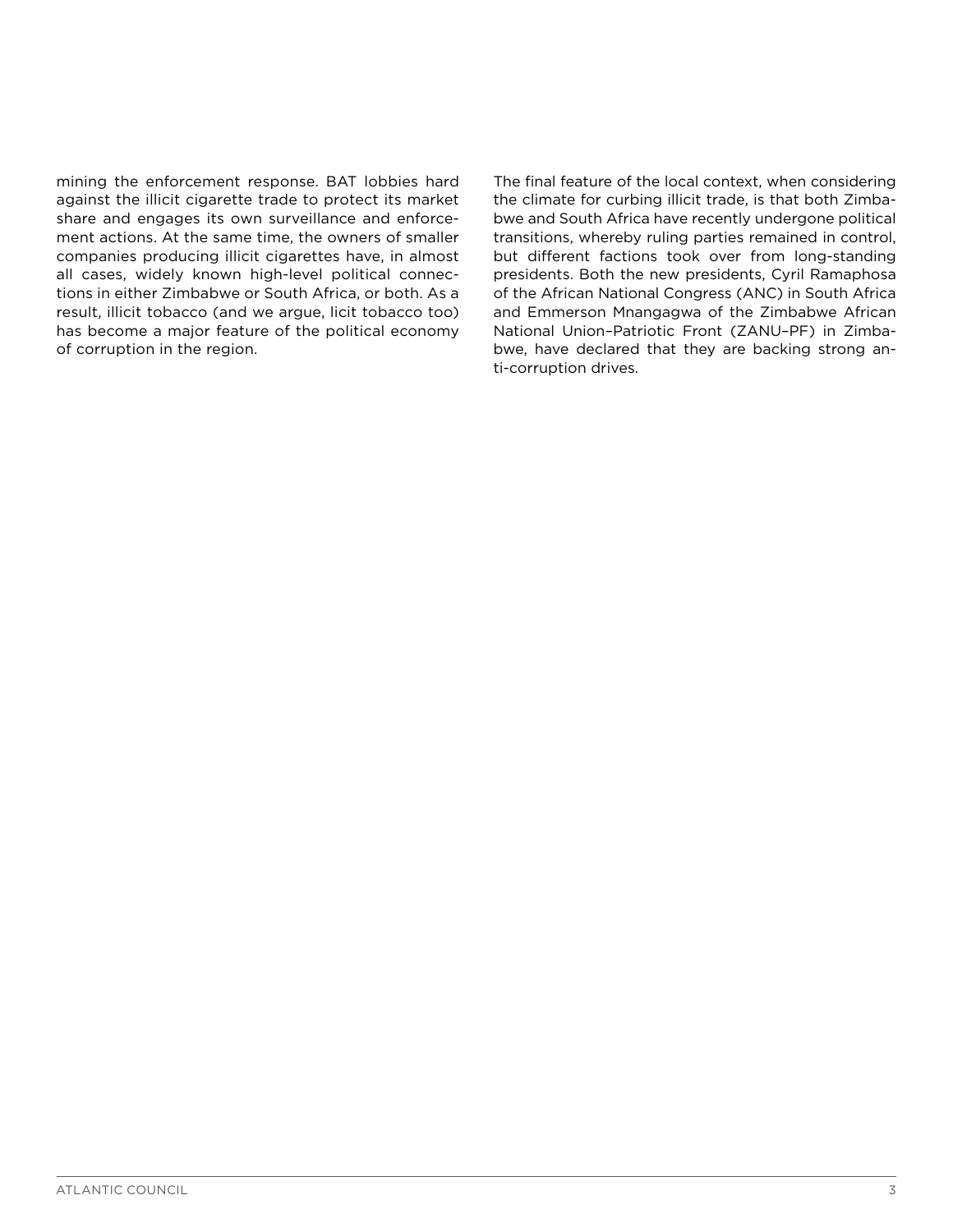mining the enforcement response. BAT lobbies hard against the illicit cigarette trade to protect its market share and engages its own surveillance and enforcement actions. At the same time, the owners of smaller companies producing illicit cigarettes have, in almost all cases, widely known high-level political connections in either Zimbabwe or South Africa, or both. As a result, illicit tobacco (and we argue, licit tobacco too) has become a major feature of the political economy of corruption in the region.

The final feature of the local context, when considering the climate for curbing illicit trade, is that both Zimbabwe and South Africa have recently undergone political transitions, whereby ruling parties remained in control, but different factions took over from long-standing presidents. Both the new presidents, Cyril Ramaphosa of the African National Congress (ANC) in South Africa and Emmerson Mnangagwa of the Zimbabwe African National Union–Patriotic Front (ZANU–PF) in Zimbabwe, have declared that they are backing strong anti-corruption drives.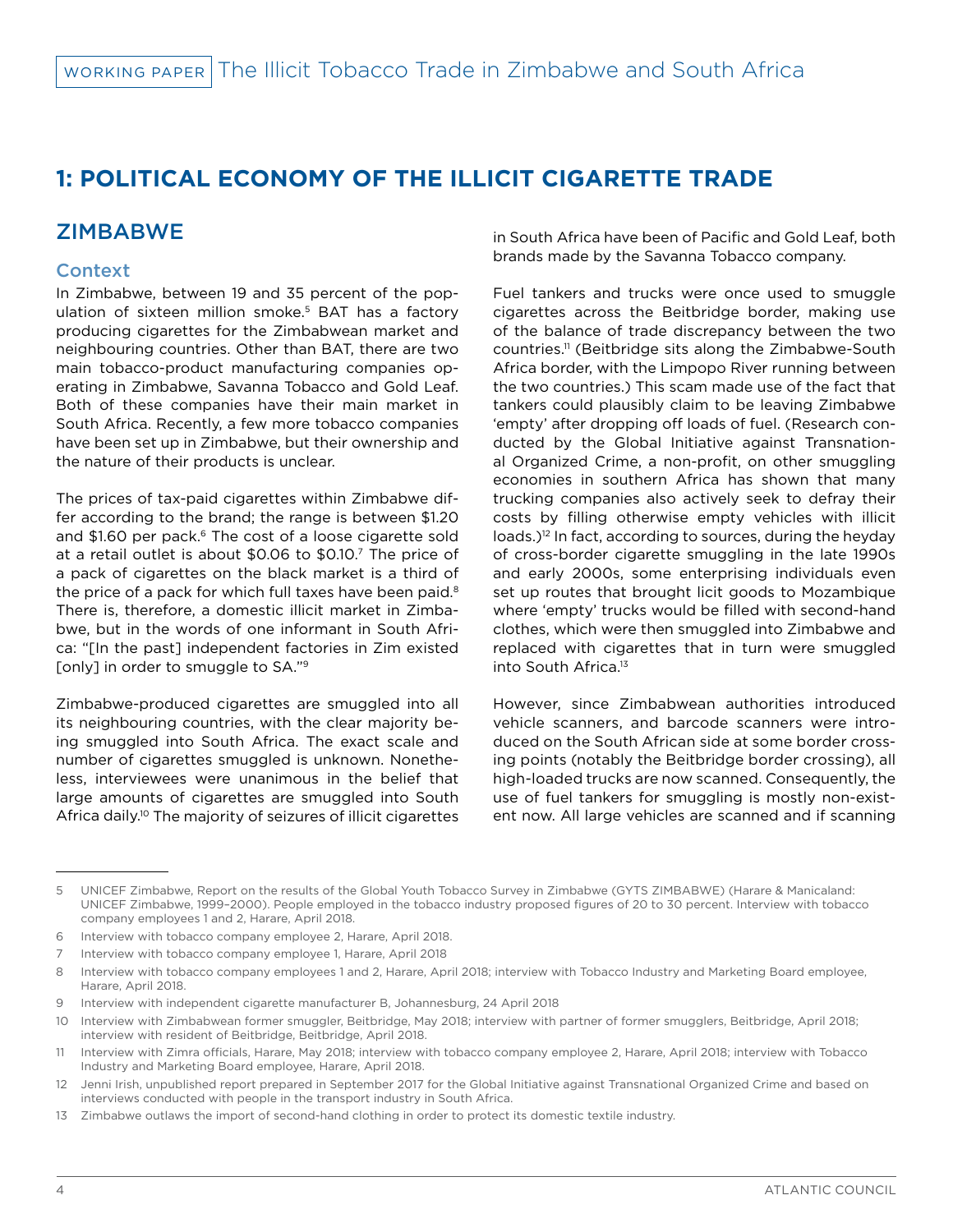# 1: POLITICAL ECONOMY OF THE ILLICIT CIGARETTE TRADE

## ZIMBABWE

### Context

In Zimbabwe, between 19 and 35 percent of the population of sixteen million smoke.[5] BAT has a factory producing cigarettes for the Zimbabwean market and neighbouring countries. Other than BAT, there are two main tobacco-product manufacturing companies operating in Zimbabwe, Savanna Tobacco and Gold Leaf. Both of these companies have their main market in South Africa. Recently, a few more tobacco companies have been set up in Zimbabwe, but their ownership and the nature of their products is unclear.

The prices of tax-paid cigarettes within Zimbabwe differ according to the brand; the range is between $1.20 and $1.60 per pack.[6] The cost of a loose cigarette sold at a retail outlet is about $0.06 to $0.10.[7] The price of a pack of cigarettes on the black market is a third of the price of a pack for which full taxes have been paid.[8] There is, therefore, a domestic illicit market in Zimbabwe, but in the words of one informant in South Africa: "[In the past] independent factories in Zim existed [only] in order to smuggle to SA."[9]

Zimbabwe-produced cigarettes are smuggled into all its neighbouring countries, with the clear majority being smuggled into South Africa. The exact scale and number of cigarettes smuggled is unknown. Nonetheless, interviewees were unanimous in the belief that large amounts of cigarettes are smuggled into South Africa daily.[10] The majority of seizures of illicit cigarettes in South Africa have been of Pacific and Gold Leaf, both brands made by the Savanna Tobacco company.

Fuel tankers and trucks were once used to smuggle cigarettes across the Beitbridge border, making use of the balance of trade discrepancy between the two countries.[11] (Beitbridge sits along the Zimbabwe-South Africa border, with the Limpopo River running between the two countries.) This scam made use of the fact that tankers could plausibly claim to be leaving Zimbabwe 'empty' after dropping off loads of fuel. (Research conducted by the Global Initiative against Transnational Organized Crime, a non-profit, on other smuggling economies in southern Africa has shown that many trucking companies also actively seek to defray their costs by filling otherwise empty vehicles with illicit loads.)[12] In fact, according to sources, during the heyday of cross-border cigarette smuggling in the late 1990s and early 2000s, some enterprising individuals even set up routes that brought licit goods to Mozambique where 'empty' trucks would be filled with second-hand clothes, which were then smuggled into Zimbabwe and replaced with cigarettes that in turn were smuggled into South Africa.[13]

However, since Zimbabwean authorities introduced vehicle scanners, and barcode scanners were introduced on the South African side at some border crossing points (notably the Beitbridge border crossing), all high-loaded trucks are now scanned. Consequently, the use of fuel tankers for smuggling is mostly non-existent now. All large vehicles are scanned and if scanning

---

5 UNICEF Zimbabwe, Report on the results of the Global Youth Tobacco Survey in Zimbabwe (GYTS ZIMBABWE) (Harare & Manicaland: UNICEF Zimbabwe, 1999–2000). People employed in the tobacco industry proposed figures of 20 to 30 percent. Interview with tobacco company employees 1 and 2, Harare, April 2018.

6 Interview with tobacco company employee 2, Harare, April 2018.

7 Interview with tobacco company employee 1, Harare, April 2018

8 Interview with tobacco company employees 1 and 2, Harare, April 2018; interview with Tobacco Industry and Marketing Board employee, Harare, April 2018.

9 Interview with independent cigarette manufacturer B, Johannesburg, 24 April 2018

10 Interview with Zimbabwean former smuggler, Beitbridge, May 2018; interview with partner of former smugglers, Beitbridge, April 2018; interview with resident of Beitbridge, Beitbridge, April 2018.

11 Interview with Zimra officials, Harare, May 2018; interview with tobacco company employee 2, Harare, April 2018; interview with Tobacco Industry and Marketing Board employee, Harare, April 2018.

12 Jenni Irish, unpublished report prepared in September 2017 for the Global Initiative against Transnational Organized Crime and based on interviews conducted with people in the transport industry in South Africa.

13 Zimbabwe outlaws the import of second-hand clothing in order to protect its domestic textile industry.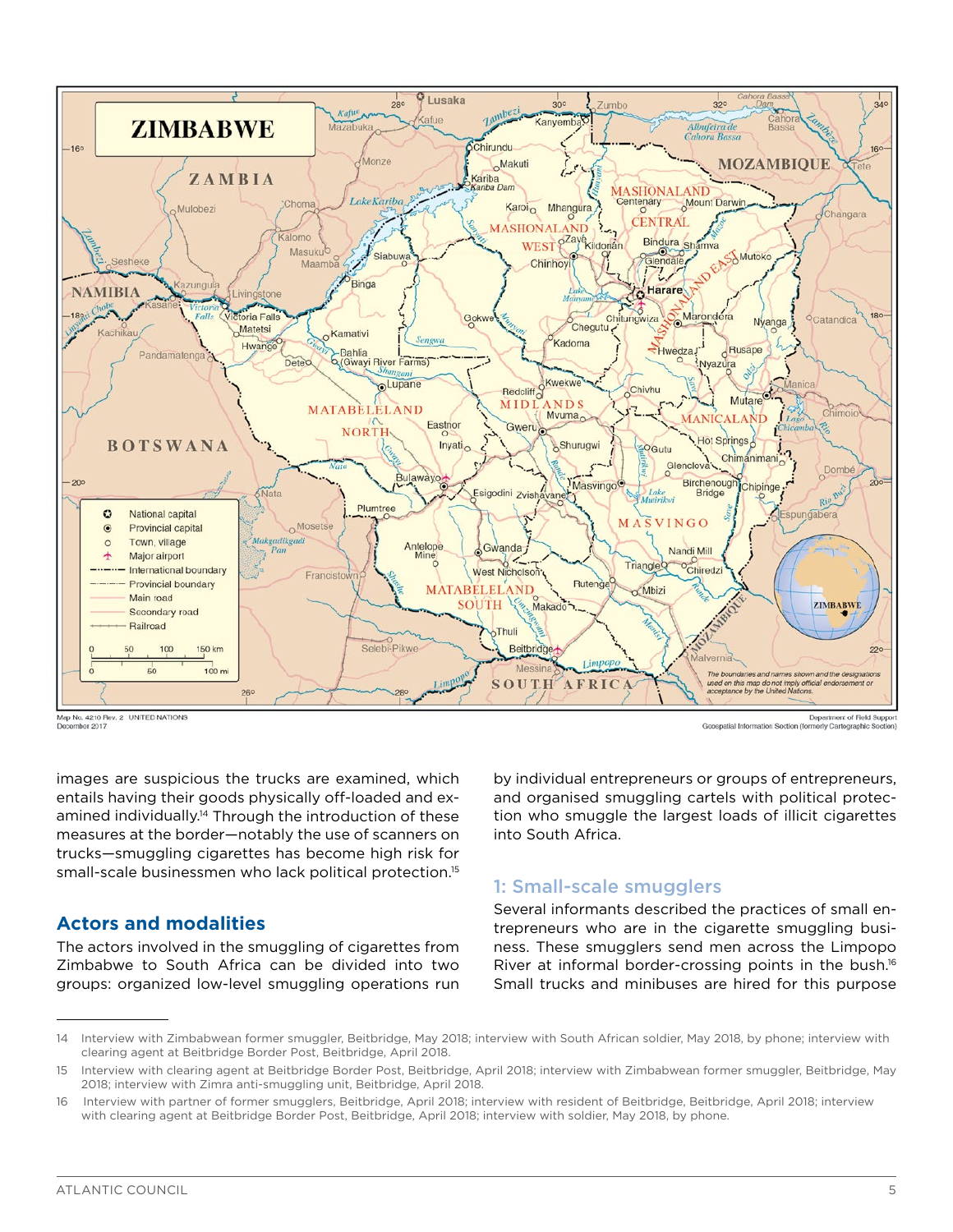images are suspicious the trucks are examined, which entails having their goods physically off-loaded and examined individually.[14] Through the introduction of these measures at the border—notably the use of scanners on trucks—smuggling cigarettes has become high risk for small-scale businessmen who lack political protection.[15]

## Actors and modalities

The actors involved in the smuggling of cigarettes from Zimbabwe to South Africa can be divided into two groups: organized low-level smuggling operations run by individual entrepreneurs or groups of entrepreneurs, and organised smuggling cartels with political protection who smuggle the largest loads of illicit cigarettes into South Africa.

### 1: Small-scale smugglers

Several informants described the practices of small entrepreneurs who are in the cigarette smuggling business. These smugglers send men across the Limpopo River at informal border-crossing points in the bush.[16] Small trucks and minibuses are hired for this purpose

---

14 Interview with Zimbabwean former smuggler, Beitbridge, May 2018; interview with South African soldier, May 2018, by phone; interview with clearing agent at Beitbridge Border Post, Beitbridge, April 2018.

15 Interview with clearing agent at Beitbridge Border Post, Beitbridge, April 2018; interview with Zimbabwean former smuggler, Beitbridge, May 2018; interview with Zimra anti-smuggling unit, Beitbridge, April 2018.

16 Interview with partner of former smugglers, Beitbridge, April 2018; interview with resident of Beitbridge, Beitbridge, April 2018; interview with clearing agent at Beitbridge Border Post, Beitbridge, April 2018; interview with soldier, May 2018, by phone.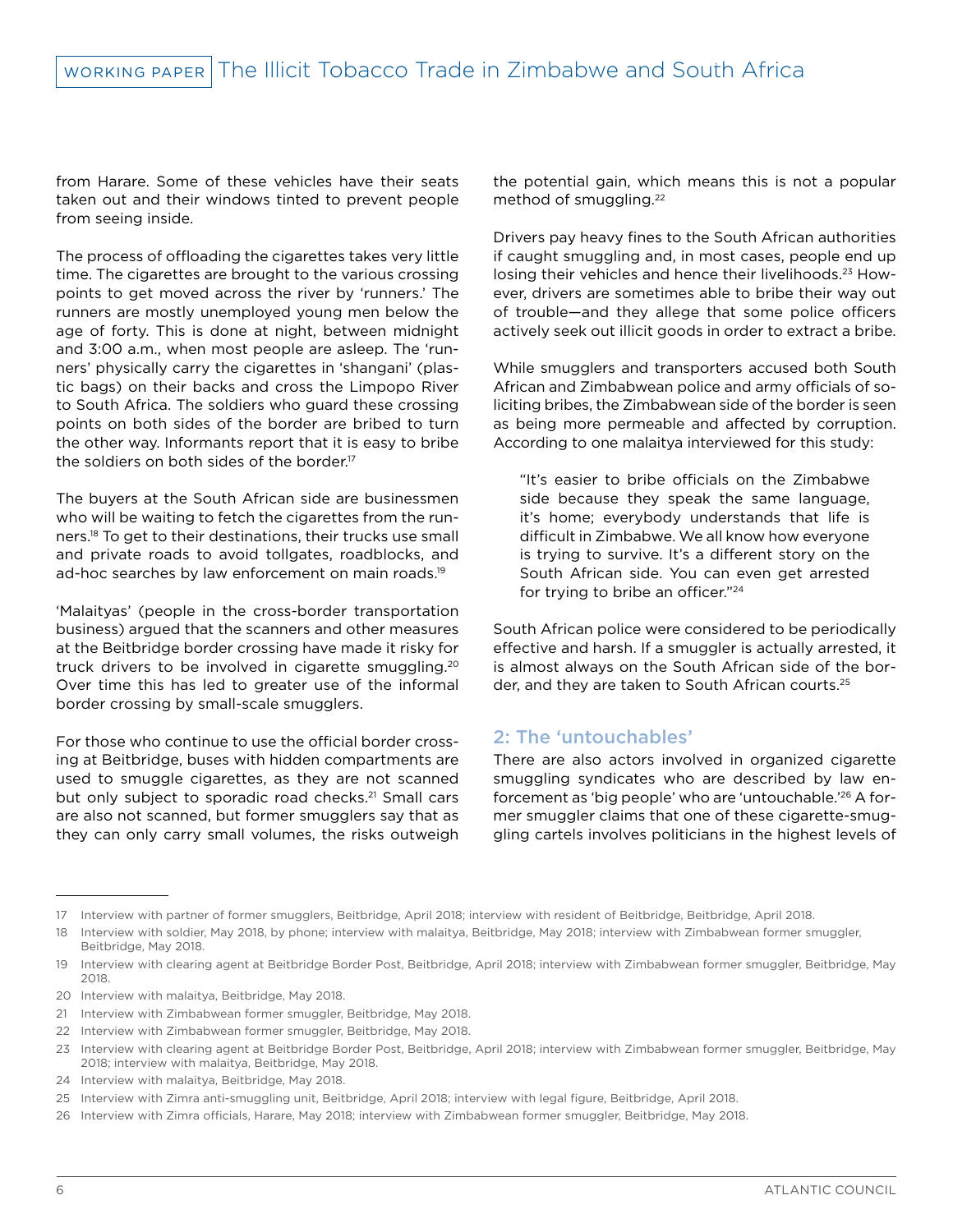from Harare. Some of these vehicles have their seats taken out and their windows tinted to prevent people from seeing inside.

The process of offloading the cigarettes takes very little time. The cigarettes are brought to the various crossing points to get moved across the river by 'runners.' The runners are mostly unemployed young men below the age of forty. This is done at night, between midnight and 3:00 a.m., when most people are asleep. The 'runners' physically carry the cigarettes in 'shangani' (plastic bags) on their backs and cross the Limpopo River to South Africa. The soldiers who guard these crossing points on both sides of the border are bribed to turn the other way. Informants report that it is easy to bribe the soldiers on both sides of the border.[17]

The buyers at the South African side are businessmen who will be waiting to fetch the cigarettes from the runners.[18] To get to their destinations, their trucks use small and private roads to avoid tollgates, roadblocks, and ad-hoc searches by law enforcement on main roads.[19]

'Malaityas' (people in the cross-border transportation business) argued that the scanners and other measures at the Beitbridge border crossing have made it risky for truck drivers to be involved in cigarette smuggling.[20] Over time this has led to greater use of the informal border crossing by small-scale smugglers.

For those who continue to use the official border crossing at Beitbridge, buses with hidden compartments are used to smuggle cigarettes, as they are not scanned but only subject to sporadic road checks.[21] Small cars are also not scanned, but former smugglers say that as they can only carry small volumes, the risks outweigh the potential gain, which means this is not a popular method of smuggling.[22]

Drivers pay heavy fines to the South African authorities if caught smuggling and, in most cases, people end up losing their vehicles and hence their livelihoods.[23] However, drivers are sometimes able to bribe their way out of trouble—and they allege that some police officers actively seek out illicit goods in order to extract a bribe.

While smugglers and transporters accused both South African and Zimbabwean police and army officials of soliciting bribes, the Zimbabwean side of the border is seen as being more permeable and affected by corruption. According to one malaitya interviewed for this study:

> "It's easier to bribe officials on the Zimbabwe side because they speak the same language, it's home; everybody understands that life is difficult in Zimbabwe. We all know how everyone is trying to survive. It's a different story on the South African side. You can even get arrested for trying to bribe an officer."[24]

South African police were considered to be periodically effective and harsh. If a smuggler is actually arrested, it is almost always on the South African side of the border, and they are taken to South African courts.[25]

## 2: The 'untouchables'

There are also actors involved in organized cigarette smuggling syndicates who are described by law enforcement as 'big people' who are 'untouchable.'[26] A former smuggler claims that one of these cigarette-smuggling cartels involves politicians in the highest levels of

---

17 Interview with partner of former smugglers, Beitbridge, April 2018; interview with resident of Beitbridge, Beitbridge, April 2018.

18 Interview with soldier, May 2018, by phone; interview with malaitya, Beitbridge, May 2018; interview with Zimbabwean former smuggler, Beitbridge, May 2018.

19 Interview with clearing agent at Beitbridge Border Post, Beitbridge, April 2018; interview with Zimbabwean former smuggler, Beitbridge, May 2018.

20 Interview with malaitya, Beitbridge, May 2018.

21 Interview with Zimbabwean former smuggler, Beitbridge, May 2018.

22 Interview with Zimbabwean former smuggler, Beitbridge, May 2018.

23 Interview with clearing agent at Beitbridge Border Post, Beitbridge, April 2018; interview with Zimbabwean former smuggler, Beitbridge, May 2018; interview with malaitya, Beitbridge, May 2018.

24 Interview with malaitya, Beitbridge, May 2018.

25 Interview with Zimra anti-smuggling unit, Beitbridge, April 2018; interview with legal figure, Beitbridge, April 2018.

26 Interview with Zimra officials, Harare, May 2018; interview with Zimbabwean former smuggler, Beitbridge, May 2018.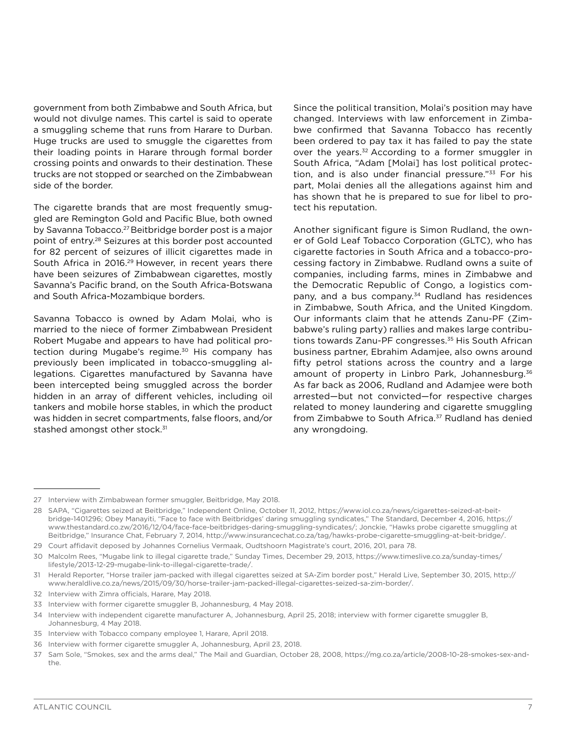government from both Zimbabwe and South Africa, but would not divulge names. This cartel is said to operate a smuggling scheme that runs from Harare to Durban. Huge trucks are used to smuggle the cigarettes from their loading points in Harare through formal border crossing points and onwards to their destination. These trucks are not stopped or searched on the Zimbabwean side of the border.

The cigarette brands that are most frequently smuggled are Remington Gold and Pacific Blue, both owned by Savanna Tobacco.[27] Beitbridge border post is a major point of entry.[28] Seizures at this border post accounted for 82 percent of seizures of illicit cigarettes made in South Africa in 2016.[29] However, in recent years there have been seizures of Zimbabwean cigarettes, mostly Savanna's Pacific brand, on the South Africa-Botswana and South Africa-Mozambique borders.

Savanna Tobacco is owned by Adam Molai, who is married to the niece of former Zimbabwean President Robert Mugabe and appears to have had political protection during Mugabe's regime.[30] His company has previously been implicated in tobacco-smuggling allegations. Cigarettes manufactured by Savanna have been intercepted being smuggled across the border hidden in an array of different vehicles, including oil tankers and mobile horse stables, in which the product was hidden in secret compartments, false floors, and/or stashed amongst other stock.[31]

Since the political transition, Molai's position may have changed. Interviews with law enforcement in Zimbabwe confirmed that Savanna Tobacco has recently been ordered to pay tax it has failed to pay the state over the years.[32] According to a former smuggler in South Africa, "Adam [Molai] has lost political protection, and is also under financial pressure."[33] For his part, Molai denies all the allegations against him and has shown that he is prepared to sue for libel to protect his reputation.

Another significant figure is Simon Rudland, the owner of Gold Leaf Tobacco Corporation (GLTC), who has cigarette factories in South Africa and a tobacco-processing factory in Zimbabwe. Rudland owns a suite of companies, including farms, mines in Zimbabwe and the Democratic Republic of Congo, a logistics company, and a bus company.[34] Rudland has residences in Zimbabwe, South Africa, and the United Kingdom. Our informants claim that he attends Zanu-PF (Zimbabwe's ruling party) rallies and makes large contributions towards Zanu-PF congresses.[35] His South African business partner, Ebrahim Adamjee, also owns around fifty petrol stations across the country and a large amount of property in Linbro Park, Johannesburg.[36] As far back as 2006, Rudland and Adamjee were both arrested—but not convicted—for respective charges related to money laundering and cigarette smuggling from Zimbabwe to South Africa.[37] Rudland has denied any wrongdoing.

---

27 Interview with Zimbabwean former smuggler, Beitbridge, May 2018.

28 SAPA, "Cigarettes seized at Beitbridge," Independent Online, October 11, 2012, https://www.iol.co.za/news/cigarettes-seized-at-beitbridge-1401296; Obey Manayiti, "Face to face with Beitbridges' daring smuggling syndicates," The Standard, December 4, 2016, https://www.thestandard.co.zw/2016/12/04/face-face-beitbridges-daring-smuggling-syndicates/; Jonckie, "Hawks probe cigarette smuggling at Beitbridge," Insurance Chat, February 7, 2014, http://www.insurancechat.co.za/tag/hawks-probe-cigarette-smuggling-at-beit-bridge/.

29 Court affidavit deposed by Johannes Cornelius Vermaak, Oudtshoorn Magistrate's court, 2016, 201, para 78.

30 Malcolm Rees, "Mugabe link to illegal cigarette trade," Sunday Times, December 29, 2013, https://www.timeslive.co.za/sunday-times/lifestyle/2013-12-29-mugabe-link-to-illegal-cigarette-trade/.

31 Herald Reporter, "Horse trailer jam-packed with illegal cigarettes seized at SA-Zim border post," Herald Live, September 30, 2015, http://www.heraldlive.co.za/news/2015/09/30/horse-trailer-jam-packed-illegal-cigarettes-seized-sa-zim-border/.

32 Interview with Zimra officials, Harare, May 2018.

33 Interview with former cigarette smuggler B, Johannesburg, 4 May 2018.

34 Interview with independent cigarette manufacturer A, Johannesburg, April 25, 2018; interview with former cigarette smuggler B, Johannesburg, 4 May 2018.

35 Interview with Tobacco company employee 1, Harare, April 2018.

36 Interview with former cigarette smuggler A, Johannesburg, April 23, 2018.

37 Sam Sole, "Smokes, sex and the arms deal," The Mail and Guardian, October 28, 2008, https://mg.co.za/article/2008-10-28-smokes-sex-and-the.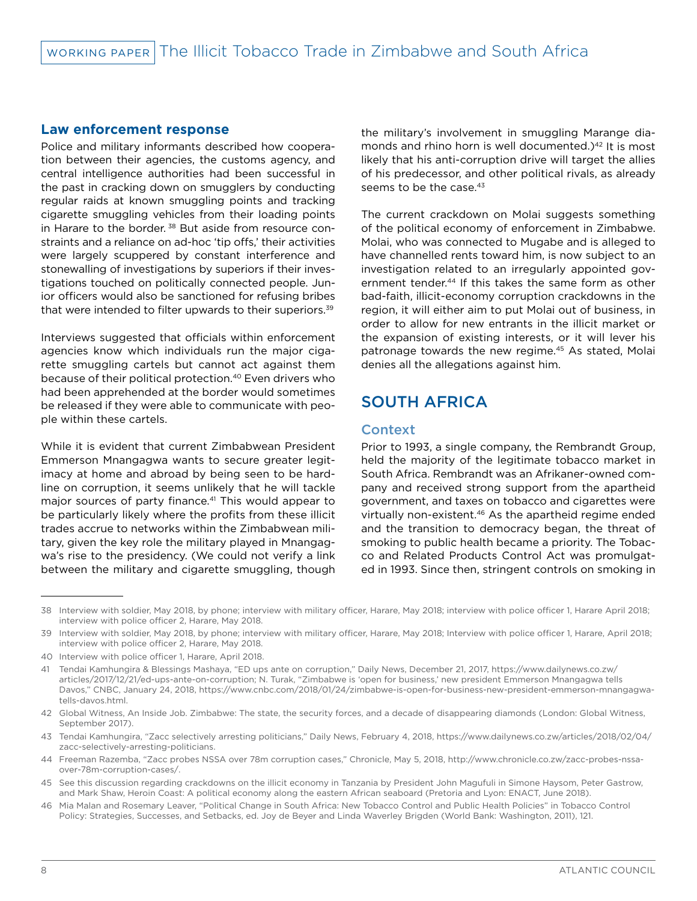### Law enforcement response

Police and military informants described how cooperation between their agencies, the customs agency, and central intelligence authorities had been successful in the past in cracking down on smugglers by conducting regular raids at known smuggling points and tracking cigarette smuggling vehicles from their loading points in Harare to the border.[38] But aside from resource constraints and a reliance on ad-hoc 'tip offs,' their activities were largely scuppered by constant interference and stonewalling of investigations by superiors if their investigations touched on politically connected people. Junior officers would also be sanctioned for refusing bribes that were intended to filter upwards to their superiors.[39]

Interviews suggested that officials within enforcement agencies know which individuals run the major cigarette smuggling cartels but cannot act against them because of their political protection.[40] Even drivers who had been apprehended at the border would sometimes be released if they were able to communicate with people within these cartels.

While it is evident that current Zimbabwean President Emmerson Mnangagwa wants to secure greater legitimacy at home and abroad by being seen to be hardline on corruption, it seems unlikely that he will tackle major sources of party finance.[41] This would appear to be particularly likely where the profits from these illicit trades accrue to networks within the Zimbabwean military, given the key role the military played in Mnangagwa's rise to the presidency. (We could not verify a link between the military and cigarette smuggling, though the military's involvement in smuggling Marange diamonds and rhino horn is well documented.)[42] It is most likely that his anti-corruption drive will target the allies of his predecessor, and other political rivals, as already seems to be the case.[43]

The current crackdown on Molai suggests something of the political economy of enforcement in Zimbabwe. Molai, who was connected to Mugabe and is alleged to have channelled rents toward him, is now subject to an investigation related to an irregularly appointed government tender.[44] If this takes the same form as other bad-faith, illicit-economy corruption crackdowns in the region, it will either aim to put Molai out of business, in order to allow for new entrants in the illicit market or the expansion of existing interests, or it will lever his patronage towards the new regime.[45] As stated, Molai denies all the allegations against him.

## SOUTH AFRICA

### Context

Prior to 1993, a single company, the Rembrandt Group, held the majority of the legitimate tobacco market in South Africa. Rembrandt was an Afrikaner-owned company and received strong support from the apartheid government, and taxes on tobacco and cigarettes were virtually non-existent.[46] As the apartheid regime ended and the transition to democracy began, the threat of smoking to public health became a priority. The Tobacco and Related Products Control Act was promulgated in 1993. Since then, stringent controls on smoking in

---

38 Interview with soldier, May 2018, by phone; interview with military officer, Harare, May 2018; interview with police officer 1, Harare April 2018; interview with police officer 2, Harare, May 2018.

39 Interview with soldier, May 2018, by phone; interview with military officer, Harare, May 2018; Interview with police officer 1, Harare, April 2018; interview with police officer 2, Harare, May 2018.

40 Interview with police officer 1, Harare, April 2018.

41 Tendai Kamhungira & Blessings Mashaya, "ED ups ante on corruption," Daily News, December 21, 2017, https://www.dailynews.co.zw/articles/2017/12/21/ed-ups-ante-on-corruption; N. Turak, "Zimbabwe is 'open for business,' new president Emmerson Mnangagwa tells Davos," CNBC, January 24, 2018, https://www.cnbc.com/2018/01/24/zimbabwe-is-open-for-business-new-president-emmerson-mnangagwa-tells-davos.html.

42 Global Witness, An Inside Job. Zimbabwe: The state, the security forces, and a decade of disappearing diamonds (London: Global Witness, September 2017).

43 Tendai Kamhungira, "Zacc selectively arresting politicians," Daily News, February 4, 2018, https://www.dailynews.co.zw/articles/2018/02/04/zacc-selectively-arresting-politicians.

44 Freeman Razemba, "Zacc probes NSSA over 78m corruption cases," Chronicle, May 5, 2018, http://www.chronicle.co.zw/zacc-probes-nssa-over-78m-corruption-cases/.

45 See this discussion regarding crackdowns on the illicit economy in Tanzania by President John Magufuli in Simone Haysom, Peter Gastrow, and Mark Shaw, Heroin Coast: A political economy along the eastern African seaboard (Pretoria and Lyon: ENACT, June 2018).

46 Mia Malan and Rosemary Leaver, "Political Change in South Africa: New Tobacco Control and Public Health Policies" in Tobacco Control Policy: Strategies, Successes, and Setbacks, ed. Joy de Beyer and Linda Waverley Brigden (World Bank: Washington, 2011), 121.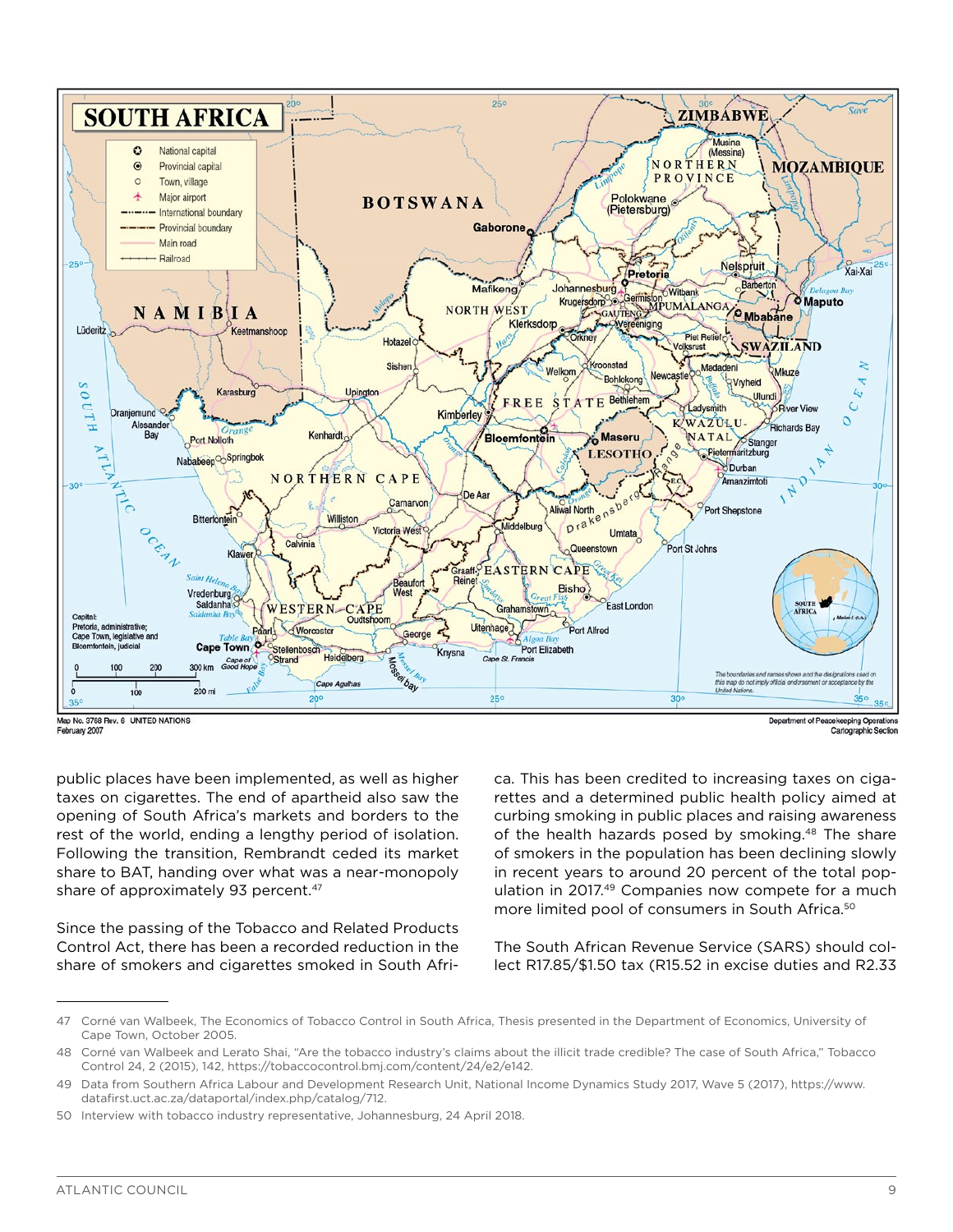public places have been implemented, as well as higher taxes on cigarettes. The end of apartheid also saw the opening of South Africa's markets and borders to the rest of the world, ending a lengthy period of isolation. Following the transition, Rembrandt ceded its market share to BAT, handing over what was a near-monopoly share of approximately 93 percent.[47]

Since the passing of the Tobacco and Related Products Control Act, there has been a recorded reduction in the share of smokers and cigarettes smoked in South Africa. This has been credited to increasing taxes on cigarettes and a determined public health policy aimed at curbing smoking in public places and raising awareness of the health hazards posed by smoking.[48] The share of smokers in the population has been declining slowly in recent years to around 20 percent of the total population in 2017.[49] Companies now compete for a much more limited pool of consumers in South Africa.[50]

The South African Revenue Service (SARS) should collect R17.85/$1.50 tax (R15.52 in excise duties and R2.33

---

47 Corné van Walbeek, The Economics of Tobacco Control in South Africa, Thesis presented in the Department of Economics, University of Cape Town, October 2005.

48 Corné van Walbeek and Lerato Shai, "Are the tobacco industry's claims about the illicit trade credible? The case of South Africa," Tobacco Control 24, 2 (2015), 142, https://tobaccocontrol.bmj.com/content/24/e2/e142.

49 Data from Southern Africa Labour and Development Research Unit, National Income Dynamics Study 2017, Wave 5 (2017), https://www.datafirst.uct.ac.za/dataportal/index.php/catalog/712.

50 Interview with tobacco industry representative, Johannesburg, 24 April 2018.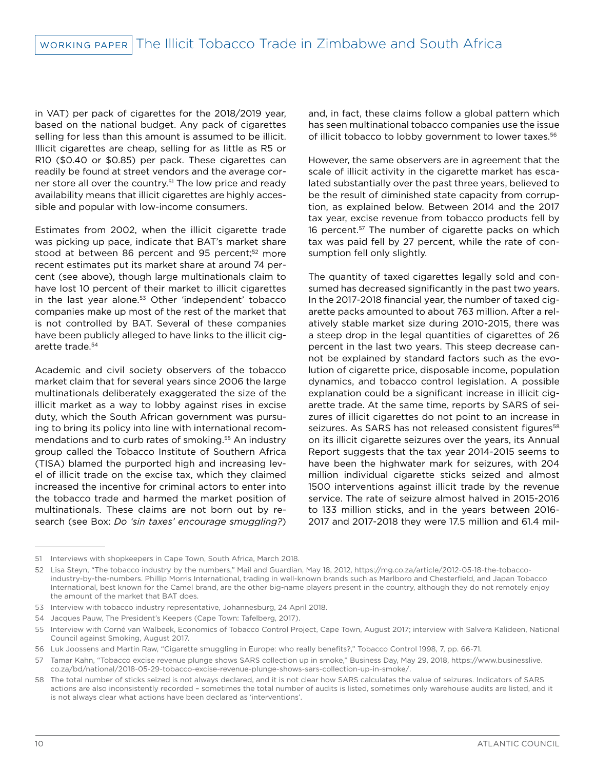in VAT) per pack of cigarettes for the 2018/2019 year, based on the national budget. Any pack of cigarettes selling for less than this amount is assumed to be illicit. Illicit cigarettes are cheap, selling for as little as R5 or R10 ($0.40 or $0.85) per pack. These cigarettes can readily be found at street vendors and the average corner store all over the country.[51] The low price and ready availability means that illicit cigarettes are highly accessible and popular with low-income consumers.

Estimates from 2002, when the illicit cigarette trade was picking up pace, indicate that BAT's market share stood at between 86 percent and 95 percent;[52] more recent estimates put its market share at around 74 percent (see above), though large multinationals claim to have lost 10 percent of their market to illicit cigarettes in the last year alone.[53] Other 'independent' tobacco companies make up most of the rest of the market that is not controlled by BAT. Several of these companies have been publicly alleged to have links to the illicit cigarette trade.[54]

Academic and civil society observers of the tobacco market claim that for several years since 2006 the large multinationals deliberately exaggerated the size of the illicit market as a way to lobby against rises in excise duty, which the South African government was pursuing to bring its policy into line with international recommendations and to curb rates of smoking.[55] An industry group called the Tobacco Institute of Southern Africa (TISA) blamed the purported high and increasing level of illicit trade on the excise tax, which they claimed increased the incentive for criminal actors to enter into the tobacco trade and harmed the market position of multinationals. These claims are not born out by research (see Box: *Do 'sin taxes' encourage smuggling?*) and, in fact, these claims follow a global pattern which has seen multinational tobacco companies use the issue of illicit tobacco to lobby government to lower taxes.[56]

However, the same observers are in agreement that the scale of illicit activity in the cigarette market has escalated substantially over the past three years, believed to be the result of diminished state capacity from corruption, as explained below. Between 2014 and the 2017 tax year, excise revenue from tobacco products fell by 16 percent.[57] The number of cigarette packs on which tax was paid fell by 27 percent, while the rate of consumption fell only slightly.

The quantity of taxed cigarettes legally sold and consumed has decreased significantly in the past two years. In the 2017-2018 financial year, the number of taxed cigarette packs amounted to about 763 million. After a relatively stable market size during 2010-2015, there was a steep drop in the legal quantities of cigarettes of 26 percent in the last two years. This steep decrease cannot be explained by standard factors such as the evolution of cigarette price, disposable income, population dynamics, and tobacco control legislation. A possible explanation could be a significant increase in illicit cigarette trade. At the same time, reports by SARS of seizures of illicit cigarettes do not point to an increase in seizures. As SARS has not released consistent figures[58] on its illicit cigarette seizures over the years, its Annual Report suggests that the tax year 2014-2015 seems to have been the highwater mark for seizures, with 204 million individual cigarette sticks seized and almost 1500 interventions against illicit trade by the revenue service. The rate of seizure almost halved in 2015-2016 to 133 million sticks, and in the years between 2016-2017 and 2017-2018 they were 17.5 million and 61.4 mil-

---

51 Interviews with shopkeepers in Cape Town, South Africa, March 2018.

52 Lisa Steyn, "The tobacco industry by the numbers," Mail and Guardian, May 18, 2012, https://mg.co.za/article/2012-05-18-the-tobacco-industry-by-the-numbers. Phillip Morris International, trading in well-known brands such as Marlboro and Chesterfield, and Japan Tobacco International, best known for the Camel brand, are the other big-name players present in the country, although they do not remotely enjoy the amount of the market that BAT does.

53 Interview with tobacco industry representative, Johannesburg, 24 April 2018.

54 Jacques Pauw, The President's Keepers (Cape Town: Tafelberg, 2017).

55 Interview with Corné van Walbeek, Economics of Tobacco Control Project, Cape Town, August 2017; interview with Salvera Kalideen, National Council against Smoking, August 2017.

56 Luk Joossens and Martin Raw, "Cigarette smuggling in Europe: who really benefits?," Tobacco Control 1998, 7, pp. 66-71.

57 Tamar Kahn, "Tobacco excise revenue plunge shows SARS collection up in smoke," Business Day, May 29, 2018, https://www.businesslive.co.za/bd/national/2018-05-29-tobacco-excise-revenue-plunge-shows-sars-collection-up-in-smoke/.

58 The total number of sticks seized is not always declared, and it is not clear how SARS calculates the value of seizures. Indicators of SARS actions are also inconsistently recorded – sometimes the total number of audits is listed, sometimes only warehouse audits are listed, and it is not always clear what actions have been declared as 'interventions'.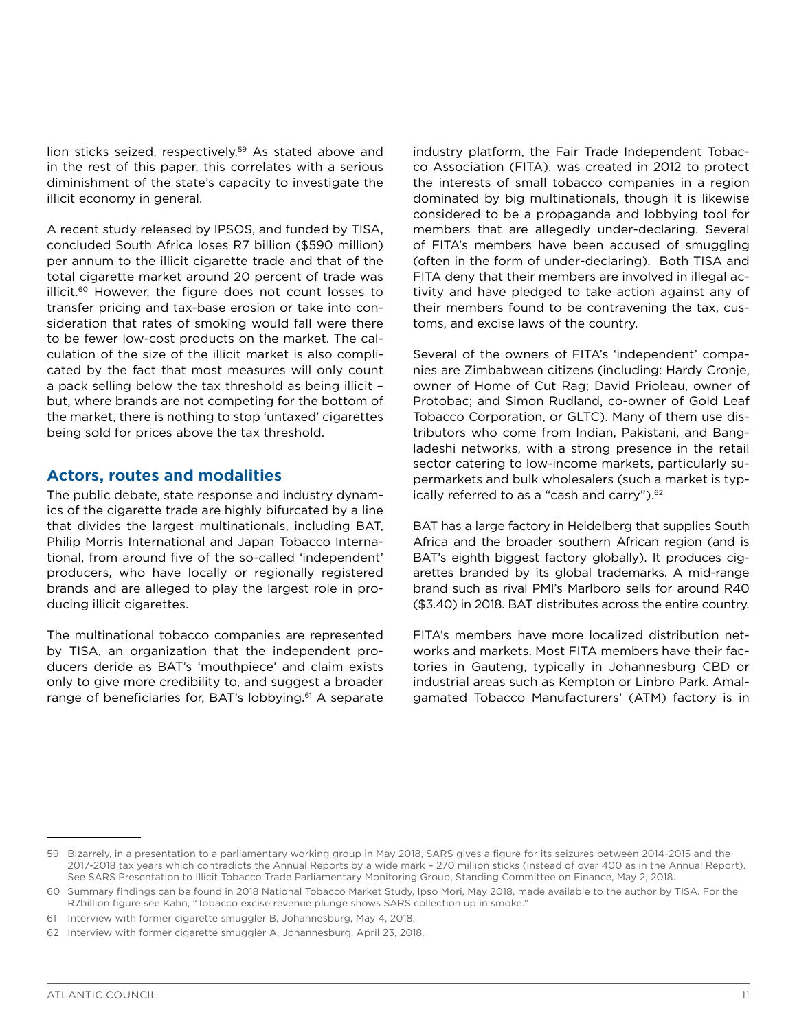lion sticks seized, respectively.[59] As stated above and in the rest of this paper, this correlates with a serious diminishment of the state's capacity to investigate the illicit economy in general.

A recent study released by IPSOS, and funded by TISA, concluded South Africa loses R7 billion ($590 million) per annum to the illicit cigarette trade and that of the total cigarette market around 20 percent of trade was illicit.[60] However, the figure does not count losses to transfer pricing and tax-base erosion or take into consideration that rates of smoking would fall were there to be fewer low-cost products on the market. The calculation of the size of the illicit market is also complicated by the fact that most measures will only count a pack selling below the tax threshold as being illicit – but, where brands are not competing for the bottom of the market, there is nothing to stop 'untaxed' cigarettes being sold for prices above the tax threshold.

## Actors, routes and modalities

The public debate, state response and industry dynamics of the cigarette trade are highly bifurcated by a line that divides the largest multinationals, including BAT, Philip Morris International and Japan Tobacco International, from around five of the so-called 'independent' producers, who have locally or regionally registered brands and are alleged to play the largest role in producing illicit cigarettes.

The multinational tobacco companies are represented by TISA, an organization that the independent producers deride as BAT's 'mouthpiece' and claim exists only to give more credibility to, and suggest a broader range of beneficiaries for, BAT's lobbying.[61] A separate industry platform, the Fair Trade Independent Tobacco Association (FITA), was created in 2012 to protect the interests of small tobacco companies in a region dominated by big multinationals, though it is likewise considered to be a propaganda and lobbying tool for members that are allegedly under-declaring. Several of FITA's members have been accused of smuggling (often in the form of under-declaring). Both TISA and FITA deny that their members are involved in illegal activity and have pledged to take action against any of their members found to be contravening the tax, customs, and excise laws of the country.

Several of the owners of FITA's 'independent' companies are Zimbabwean citizens (including: Hardy Cronje, owner of Home of Cut Rag; David Prioleau, owner of Protobac; and Simon Rudland, co-owner of Gold Leaf Tobacco Corporation, or GLTC). Many of them use distributors who come from Indian, Pakistani, and Bangladeshi networks, with a strong presence in the retail sector catering to low-income markets, particularly supermarkets and bulk wholesalers (such a market is typically referred to as a "cash and carry").[62]

BAT has a large factory in Heidelberg that supplies South Africa and the broader southern African region (and is BAT's eighth biggest factory globally). It produces cigarettes branded by its global trademarks. A mid-range brand such as rival PMI's Marlboro sells for around R40 ($3.40) in 2018. BAT distributes across the entire country.

FITA's members have more localized distribution networks and markets. Most FITA members have their factories in Gauteng, typically in Johannesburg CBD or industrial areas such as Kempton or Linbro Park. Amalgamated Tobacco Manufacturers' (ATM) factory is in

---

59 Bizarrely, in a presentation to a parliamentary working group in May 2018, SARS gives a figure for its seizures between 2014-2015 and the 2017-2018 tax years which contradicts the Annual Reports by a wide mark – 270 million sticks (instead of over 400 as in the Annual Report). See SARS Presentation to Illicit Tobacco Trade Parliamentary Monitoring Group, Standing Committee on Finance, May 2, 2018.

60 Summary findings can be found in 2018 National Tobacco Market Study, Ipso Mori, May 2018, made available to the author by TISA. For the R7billion figure see Kahn, "Tobacco excise revenue plunge shows SARS collection up in smoke."

61 Interview with former cigarette smuggler B, Johannesburg, May 4, 2018.

62 Interview with former cigarette smuggler A, Johannesburg, April 23, 2018.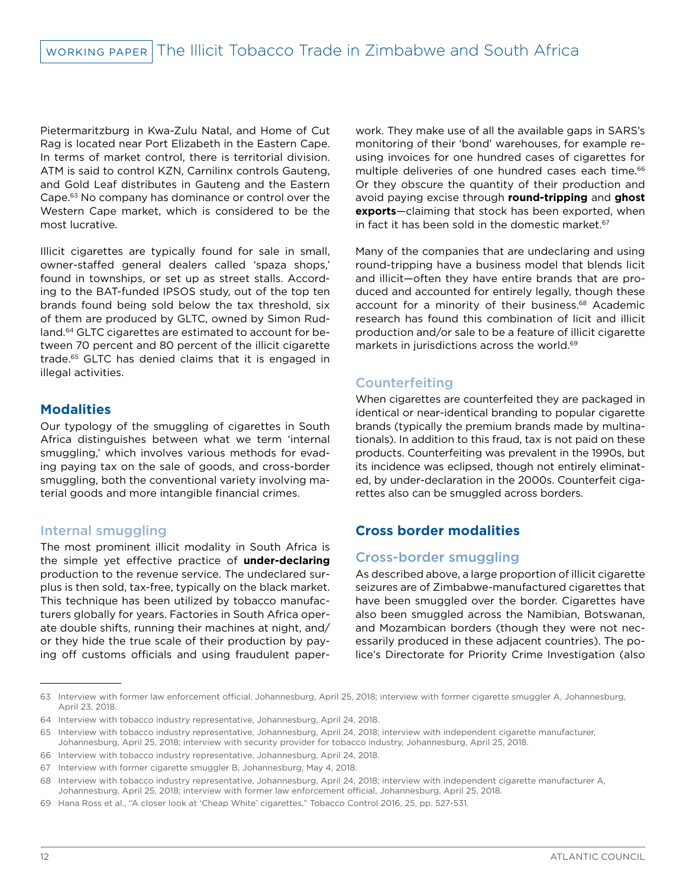Pietermaritzburg in Kwa-Zulu Natal, and Home of Cut Rag is located near Port Elizabeth in the Eastern Cape. In terms of market control, there is territorial division. ATM is said to control KZN, Carnilinx controls Gauteng, and Gold Leaf distributes in Gauteng and the Eastern Cape.[63] No company has dominance or control over the Western Cape market, which is considered to be the most lucrative.

Illicit cigarettes are typically found for sale in small, owner-staffed general dealers called 'spaza shops,' found in townships, or set up as street stalls. According to the BAT-funded IPSOS study, out of the top ten brands found being sold below the tax threshold, six of them are produced by GLTC, owned by Simon Rudland.[64] GLTC cigarettes are estimated to account for between 70 percent and 80 percent of the illicit cigarette trade.[65] GLTC has denied claims that it is engaged in illegal activities.

## Modalities

Our typology of the smuggling of cigarettes in South Africa distinguishes between what we term 'internal smuggling,' which involves various methods for evading paying tax on the sale of goods, and cross-border smuggling, both the conventional variety involving material goods and more intangible financial crimes.

### Internal smuggling

The most prominent illicit modality in South Africa is the simple yet effective practice of **under-declaring** production to the revenue service. The undeclared surplus is then sold, tax-free, typically on the black market. This technique has been utilized by tobacco manufacturers globally for years. Factories in South Africa operate double shifts, running their machines at night, and/or they hide the true scale of their production by paying off customs officials and using fraudulent paperwork. They make use of all the available gaps in SARS's monitoring of their 'bond' warehouses, for example re-using invoices for one hundred cases of cigarettes for multiple deliveries of one hundred cases each time.[66] Or they obscure the quantity of their production and avoid paying excise through **round-tripping** and **ghost exports**—claiming that stock has been exported, when in fact it has been sold in the domestic market.[67]

Many of the companies that are undeclaring and using round-tripping have a business model that blends licit and illicit—often they have entire brands that are produced and accounted for entirely legally, though these account for a minority of their business.[68] Academic research has found this combination of licit and illicit production and/or sale to be a feature of illicit cigarette markets in jurisdictions across the world.[69]

### Counterfeiting

When cigarettes are counterfeited they are packaged in identical or near-identical branding to popular cigarette brands (typically the premium brands made by multinationals). In addition to this fraud, tax is not paid on these products. Counterfeiting was prevalent in the 1990s, but its incidence was eclipsed, though not entirely eliminated, by under-declaration in the 2000s. Counterfeit cigarettes also can be smuggled across borders.

## Cross border modalities

### Cross-border smuggling

As described above, a large proportion of illicit cigarette seizures are of Zimbabwe-manufactured cigarettes that have been smuggled over the border. Cigarettes have also been smuggled across the Namibian, Botswanan, and Mozambican borders (though they were not necessarily produced in these adjacent countries). The police's Directorate for Priority Crime Investigation (also

---

63 Interview with former law enforcement official, Johannesburg, April 25, 2018; interview with former cigarette smuggler A, Johannesburg, April 23, 2018.

64 Interview with tobacco industry representative, Johannesburg, April 24, 2018.

65 Interview with tobacco industry representative, Johannesburg, April 24, 2018; interview with independent cigarette manufacturer, Johannesburg, April 25, 2018; interview with security provider for tobacco industry, Johannesburg, April 25, 2018.

66 Interview with tobacco industry representative, Johannesburg, April 24, 2018.

67 Interview with former cigarette smuggler B, Johannesburg, May 4, 2018.

68 Interview with tobacco industry representative, Johannesburg, April 24, 2018; interview with independent cigarette manufacturer A, Johannesburg, April 25, 2018; interview with former law enforcement official, Johannesburg, April 25, 2018.

69 Hana Ross et al., "A closer look at 'Cheap White' cigarettes," Tobacco Control 2016, 25, pp. 527-531.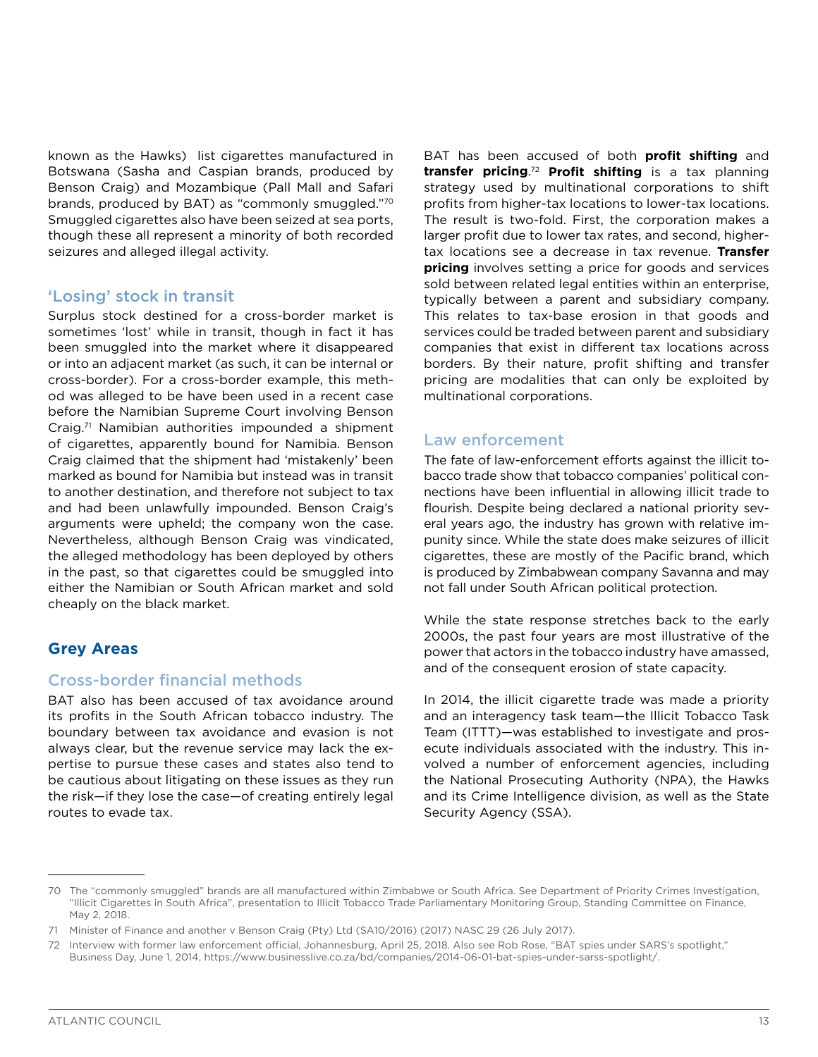known as the Hawks) list cigarettes manufactured in Botswana (Sasha and Caspian brands, produced by Benson Craig) and Mozambique (Pall Mall and Safari brands, produced by BAT) as "commonly smuggled."[70] Smuggled cigarettes also have been seized at sea ports, though these all represent a minority of both recorded seizures and alleged illegal activity.

### 'Losing' stock in transit

Surplus stock destined for a cross-border market is sometimes 'lost' while in transit, though in fact it has been smuggled into the market where it disappeared or into an adjacent market (as such, it can be internal or cross-border). For a cross-border example, this method was alleged to be have been used in a recent case before the Namibian Supreme Court involving Benson Craig.[71] Namibian authorities impounded a shipment of cigarettes, apparently bound for Namibia. Benson Craig claimed that the shipment had 'mistakenly' been marked as bound for Namibia but instead was in transit to another destination, and therefore not subject to tax and had been unlawfully impounded. Benson Craig's arguments were upheld; the company won the case. Nevertheless, although Benson Craig was vindicated, the alleged methodology has been deployed by others in the past, so that cigarettes could be smuggled into either the Namibian or South African market and sold cheaply on the black market.

## Grey Areas

### Cross-border financial methods

BAT also has been accused of tax avoidance around its profits in the South African tobacco industry. The boundary between tax avoidance and evasion is not always clear, but the revenue service may lack the expertise to pursue these cases and states also tend to be cautious about litigating on these issues as they run the risk—if they lose the case—of creating entirely legal routes to evade tax.

BAT has been accused of both **profit shifting** and **transfer pricing**.[72] **Profit shifting** is a tax planning strategy used by multinational corporations to shift profits from higher-tax locations to lower-tax locations. The result is two-fold. First, the corporation makes a larger profit due to lower tax rates, and second, higher-tax locations see a decrease in tax revenue. **Transfer pricing** involves setting a price for goods and services sold between related legal entities within an enterprise, typically between a parent and subsidiary company. This relates to tax-base erosion in that goods and services could be traded between parent and subsidiary companies that exist in different tax locations across borders. By their nature, profit shifting and transfer pricing are modalities that can only be exploited by multinational corporations.

### Law enforcement

The fate of law-enforcement efforts against the illicit tobacco trade show that tobacco companies' political connections have been influential in allowing illicit trade to flourish. Despite being declared a national priority several years ago, the industry has grown with relative impunity since. While the state does make seizures of illicit cigarettes, these are mostly of the Pacific brand, which is produced by Zimbabwean company Savanna and may not fall under South African political protection.

While the state response stretches back to the early 2000s, the past four years are most illustrative of the power that actors in the tobacco industry have amassed, and of the consequent erosion of state capacity.

In 2014, the illicit cigarette trade was made a priority and an interagency task team—the Illicit Tobacco Task Team (ITTT)—was established to investigate and prosecute individuals associated with the industry. This involved a number of enforcement agencies, including the National Prosecuting Authority (NPA), the Hawks and its Crime Intelligence division, as well as the State Security Agency (SSA).

---

70 The "commonly smuggled" brands are all manufactured within Zimbabwe or South Africa. See Department of Priority Crimes Investigation, "Illicit Cigarettes in South Africa", presentation to Illicit Tobacco Trade Parliamentary Monitoring Group, Standing Committee on Finance, May 2, 2018.

71 Minister of Finance and another v Benson Craig (Pty) Ltd (SA10/2016) (2017) NASC 29 (26 July 2017).

72 Interview with former law enforcement official, Johannesburg, April 25, 2018. Also see Rob Rose, "BAT spies under SARS's spotlight," Business Day, June 1, 2014, https://www.businesslive.co.za/bd/companies/2014-06-01-bat-spies-under-sarss-spotlight/.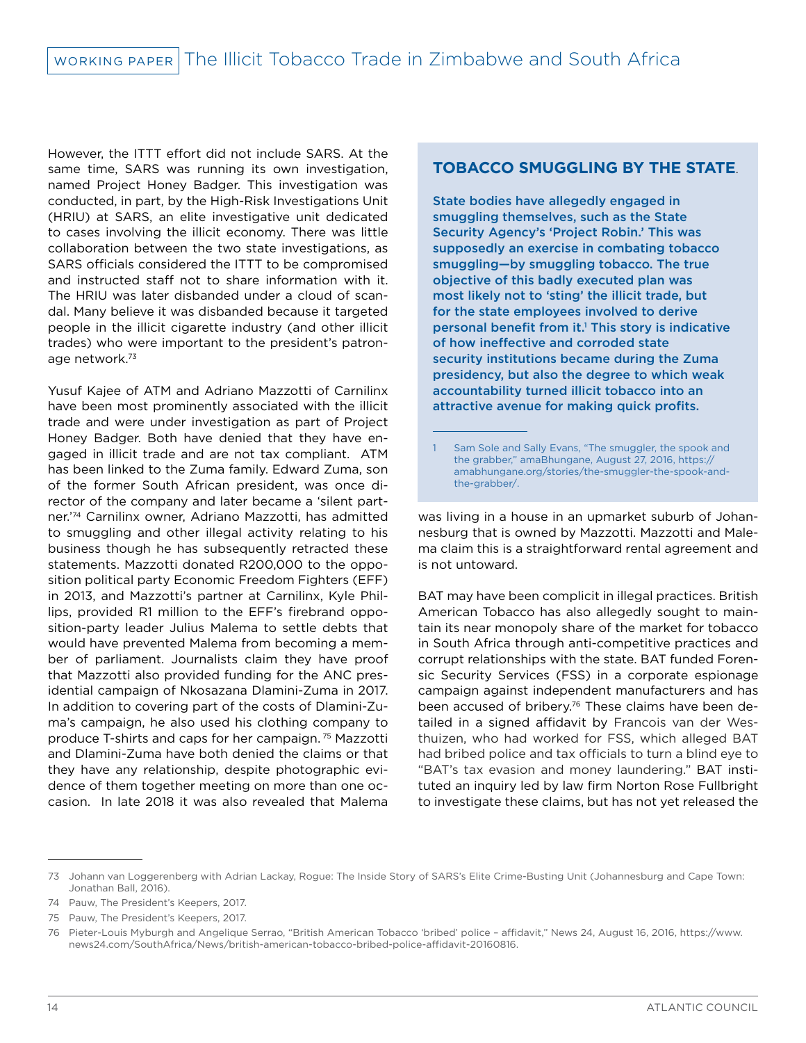However, the ITTT effort did not include SARS. At the same time, SARS was running its own investigation, named Project Honey Badger. This investigation was conducted, in part, by the High-Risk Investigations Unit (HRIU) at SARS, an elite investigative unit dedicated to cases involving the illicit economy. There was little collaboration between the two state investigations, as SARS officials considered the ITTT to be compromised and instructed staff not to share information with it. The HRIU was later disbanded under a cloud of scandal. Many believe it was disbanded because it targeted people in the illicit cigarette industry (and other illicit trades) who were important to the president's patronage network.[73]

Yusuf Kajee of ATM and Adriano Mazzotti of Carnilinx have been most prominently associated with the illicit trade and were under investigation as part of Project Honey Badger. Both have denied that they have engaged in illicit trade and are not tax compliant. ATM has been linked to the Zuma family. Edward Zuma, son of the former South African president, was once director of the company and later became a 'silent partner.'[74] Carnilinx owner, Adriano Mazzotti, has admitted to smuggling and other illegal activity relating to his business though he has subsequently retracted these statements. Mazzotti donated R200,000 to the opposition political party Economic Freedom Fighters (EFF) in 2013, and Mazzotti's partner at Carnilinx, Kyle Phillips, provided R1 million to the EFF's firebrand opposition-party leader Julius Malema to settle debts that would have prevented Malema from becoming a member of parliament. Journalists claim they have proof that Mazzotti also provided funding for the ANC presidential campaign of Nkosazana Dlamini-Zuma in 2017. In addition to covering part of the costs of Dlamini-Zuma's campaign, he also used his clothing company to produce T-shirts and caps for her campaign.[75] Mazzotti and Dlamini-Zuma have both denied the claims or that they have any relationship, despite photographic evidence of them together meeting on more than one occasion. In late 2018 it was also revealed that Malema was living in a house in an upmarket suburb of Johannesburg that is owned by Mazzotti. Mazzotti and Malema claim this is a straightforward rental agreement and is not untoward.

> ### TOBACCO SMUGGLING BY THE STATE.
>
> **State bodies have allegedly engaged in smuggling themselves, such as the State Security Agency's 'Project Robin.' This was supposedly an exercise in combating tobacco smuggling—by smuggling tobacco. The true objective of this badly executed plan was most likely not to 'sting' the illicit trade, but for the state employees involved to derive personal benefit from it.[1] This story is indicative of how ineffective and corroded state security institutions became during the Zuma presidency, but also the degree to which weak accountability turned illicit tobacco into an attractive avenue for making quick profits.**
>
> 1 Sam Sole and Sally Evans, "The smuggler, the spook and the grabber," amaBhungane, August 27, 2016, https://amabhungane.org/stories/the-smuggler-the-spook-and-the-grabber/.

BAT may have been complicit in illegal practices. British American Tobacco has also allegedly sought to maintain its near monopoly share of the market for tobacco in South Africa through anti-competitive practices and corrupt relationships with the state. BAT funded Forensic Security Services (FSS) in a corporate espionage campaign against independent manufacturers and has been accused of bribery.[76] These claims have been detailed in a signed affidavit by Francois van der Westhuizen, who had worked for FSS, which alleged BAT had bribed police and tax officials to turn a blind eye to "BAT's tax evasion and money laundering." BAT instituted an inquiry led by law firm Norton Rose Fullbright to investigate these claims, but has not yet released the

---

73 Johann van Loggerenberg with Adrian Lackay, Rogue: The Inside Story of SARS's Elite Crime-Busting Unit (Johannesburg and Cape Town: Jonathan Ball, 2016).

74 Pauw, The President's Keepers, 2017.

75 Pauw, The President's Keepers, 2017.

76 Pieter-Louis Myburgh and Angelique Serrao, "British American Tobacco 'bribed' police – affidavit," News 24, August 16, 2016, https://www.news24.com/SouthAfrica/News/british-american-tobacco-bribed-police-affidavit-20160816.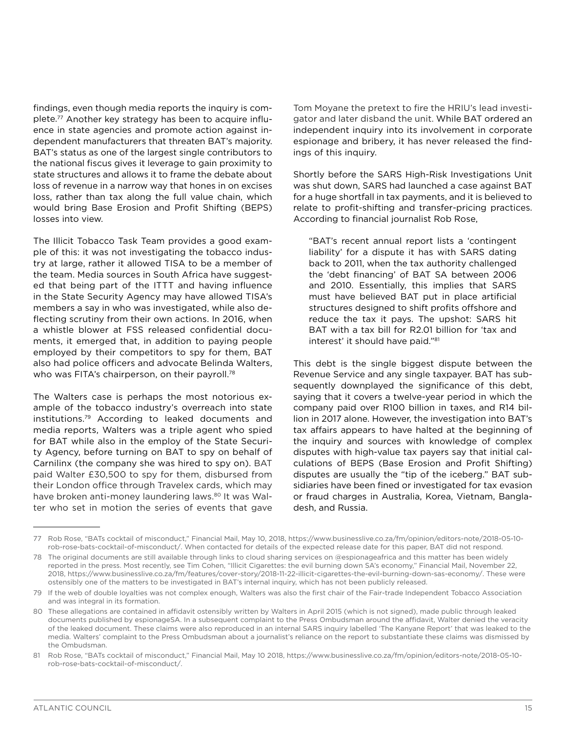findings, even though media reports the inquiry is complete.[77] Another key strategy has been to acquire influence in state agencies and promote action against independent manufacturers that threaten BAT's majority. BAT's status as one of the largest single contributors to the national fiscus gives it leverage to gain proximity to state structures and allows it to frame the debate about loss of revenue in a narrow way that hones in on excises loss, rather than tax along the full value chain, which would bring Base Erosion and Profit Shifting (BEPS) losses into view.

The Illicit Tobacco Task Team provides a good example of this: it was not investigating the tobacco industry at large, rather it allowed TISA to be a member of the team. Media sources in South Africa have suggested that being part of the ITTT and having influence in the State Security Agency may have allowed TISA's members a say in who was investigated, while also deflecting scrutiny from their own actions. In 2016, when a whistle blower at FSS released confidential documents, it emerged that, in addition to paying people employed by their competitors to spy for them, BAT also had police officers and advocate Belinda Walters, who was FITA's chairperson, on their payroll.[78]

The Walters case is perhaps the most notorious example of the tobacco industry's overreach into state institutions.[79] According to leaked documents and media reports, Walters was a triple agent who spied for BAT while also in the employ of the State Security Agency, before turning on BAT to spy on behalf of Carnilinx (the company she was hired to spy on). BAT paid Walter £30,500 to spy for them, disbursed from their London office through Travelex cards, which may have broken anti-money laundering laws.[80] It was Walter who set in motion the series of events that gave Tom Moyane the pretext to fire the HRIU's lead investigator and later disband the unit. While BAT ordered an independent inquiry into its involvement in corporate espionage and bribery, it has never released the findings of this inquiry.

Shortly before the SARS High-Risk Investigations Unit was shut down, SARS had launched a case against BAT for a huge shortfall in tax payments, and it is believed to relate to profit-shifting and transfer-pricing practices. According to financial journalist Rob Rose,

> "BAT's recent annual report lists a 'contingent liability' for a dispute it has with SARS dating back to 2011, when the tax authority challenged the 'debt financing' of BAT SA between 2006 and 2010. Essentially, this implies that SARS must have believed BAT put in place artificial structures designed to shift profits offshore and reduce the tax it pays. The upshot: SARS hit BAT with a tax bill for R2.01 billion for 'tax and interest' it should have paid."[81]

This debt is the single biggest dispute between the Revenue Service and any single taxpayer. BAT has subsequently downplayed the significance of this debt, saying that it covers a twelve-year period in which the company paid over R100 billion in taxes, and R14 billion in 2017 alone. However, the investigation into BAT's tax affairs appears to have halted at the beginning of the inquiry and sources with knowledge of complex disputes with high-value tax payers say that initial calculations of BEPS (Base Erosion and Profit Shifting) disputes are usually the "tip of the iceberg." BAT subsidiaries have been fined or investigated for tax evasion or fraud charges in Australia, Korea, Vietnam, Bangladesh, and Russia.

---

77 Rob Rose, "BATs cocktail of misconduct," Financial Mail, May 10, 2018, https://www.businesslive.co.za/fm/opinion/editors-note/2018-05-10-rob-rose-bats-cocktail-of-misconduct/. When contacted for details of the expected release date for this paper, BAT did not respond.

78 The original documents are still available through links to cloud sharing services on @espionageafrica and this matter has been widely reported in the press. Most recently, see Tim Cohen, "Illicit Cigarettes: the evil burning down SA's economy," Financial Mail, November 22, 2018, https://www.businesslive.co.za/fm/features/cover-story/2018-11-22-illicit-cigarettes-the-evil-burning-down-sas-economy/. These were ostensibly one of the matters to be investigated in BAT's internal inquiry, which has not been publicly released.

79 If the web of double loyalties was not complex enough, Walters was also the first chair of the Fair-trade Independent Tobacco Association and was integral in its formation.

80 These allegations are contained in affidavit ostensibly written by Walters in April 2015 (which is not signed), made public through leaked documents published by espionageSA. In a subsequent complaint to the Press Ombudsman around the affidavit, Walter denied the veracity of the leaked document. These claims were also reproduced in an internal SARS inquiry labelled 'The Kanyane Report' that was leaked to the media. Walters' complaint to the Press Ombudsman about a journalist's reliance on the report to substantiate these claims was dismissed by the Ombudsman.

81 Rob Rose, "BATs cocktail of misconduct," Financial Mail, May 10 2018, https://www.businesslive.co.za/fm/opinion/editors-note/2018-05-10-rob-rose-bats-cocktail-of-misconduct/.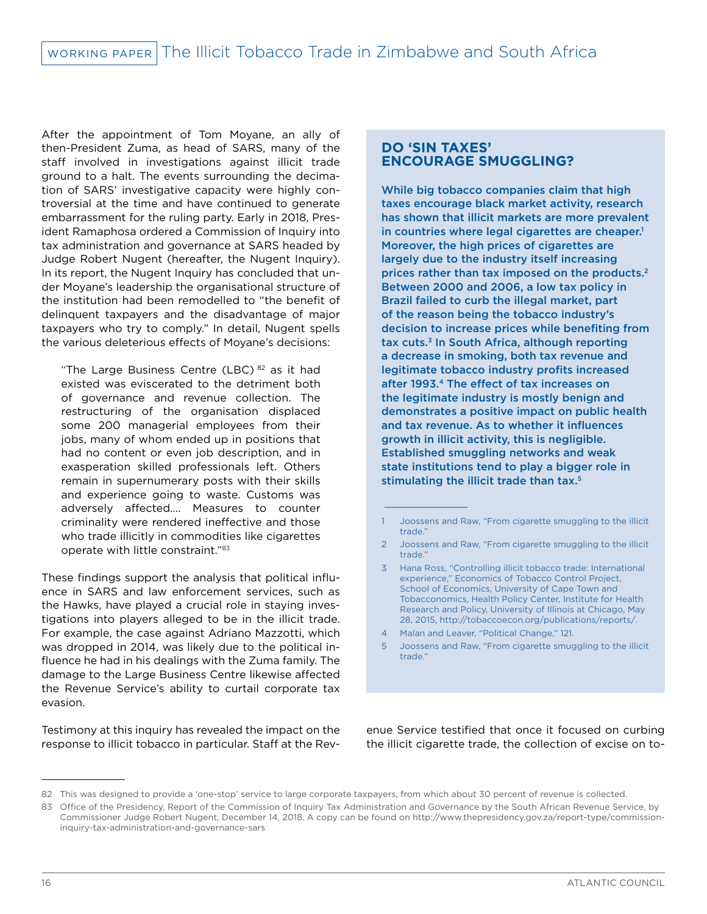After the appointment of Tom Moyane, an ally of then-President Zuma, as head of SARS, many of the staff involved in investigations against illicit trade ground to a halt. The events surrounding the decimation of SARS' investigative capacity were highly controversial at the time and have continued to generate embarrassment for the ruling party. Early in 2018, President Ramaphosa ordered a Commission of Inquiry into tax administration and governance at SARS headed by Judge Robert Nugent (hereafter, the Nugent Inquiry). In its report, the Nugent Inquiry has concluded that under Moyane's leadership the organisational structure of the institution had been remodelled to "the benefit of delinquent taxpayers and the disadvantage of major taxpayers who try to comply." In detail, Nugent spells the various deleterious effects of Moyane's decisions:

> "The Large Business Centre (LBC) [82] as it had existed was eviscerated to the detriment both of governance and revenue collection. The restructuring of the organisation displaced some 200 managerial employees from their jobs, many of whom ended up in positions that had no content or even job description, and in exasperation skilled professionals left. Others remain in supernumerary posts with their skills and experience going to waste. Customs was adversely affected.... Measures to counter criminality were rendered ineffective and those who trade illicitly in commodities like cigarettes operate with little constraint."[83]

These findings support the analysis that political influence in SARS and law enforcement services, such as the Hawks, have played a crucial role in staying investigations into players alleged to be in the illicit trade. For example, the case against Adriano Mazzotti, which was dropped in 2014, was likely due to the political influence he had in his dealings with the Zuma family. The damage to the Large Business Centre likewise affected the Revenue Service's ability to curtail corporate tax evasion.

Testimony at this inquiry has revealed the impact on the response to illicit tobacco in particular. Staff at the Revenue Service testified that once it focused on curbing the illicit cigarette trade, the collection of excise on to-

## DO 'SIN TAXES' ENCOURAGE SMUGGLING?

**While big tobacco companies claim that high taxes encourage black market activity, research has shown that illicit markets are more prevalent in countries where legal cigarettes are cheaper.[1] Moreover, the high prices of cigarettes are largely due to the industry itself increasing prices rather than tax imposed on the products.[2] Between 2000 and 2006, a low tax policy in Brazil failed to curb the illegal market, part of the reason being the tobacco industry's decision to increase prices while benefiting from tax cuts.[3] In South Africa, although reporting a decrease in smoking, both tax revenue and legitimate tobacco industry profits increased after 1993.[4] The effect of tax increases on the legitimate industry is mostly benign and demonstrates a positive impact on public health and tax revenue. As to whether it influences growth in illicit activity, this is negligible. Established smuggling networks and weak state institutions tend to play a bigger role in stimulating the illicit trade than tax.[5]**

1 Joossens and Raw, "From cigarette smuggling to the illicit trade."

2 Joossens and Raw, "From cigarette smuggling to the illicit trade."

3 Hana Ross, "Controlling illicit tobacco trade: International experience," Economics of Tobacco Control Project, School of Economics, University of Cape Town and Tobacconomics, Health Policy Center, Institute for Health Research and Policy, University of Illinois at Chicago, May 28, 2015, http://tobaccoecon.org/publications/reports/.

4 Malan and Leaver, "Political Change," 121.

5 Joossens and Raw, "From cigarette smuggling to the illicit trade."

---

82 This was designed to provide a 'one-stop' service to large corporate taxpayers, from which about 30 percent of revenue is collected.

83 Office of the Presidency, Report of the Commission of Inquiry Tax Administration and Governance by the South African Revenue Service, by Commissioner Judge Robert Nugent, December 14, 2018. A copy can be found on http://www.thepresidency.gov.za/report-type/commission-inquiry-tax-administration-and-governance-sars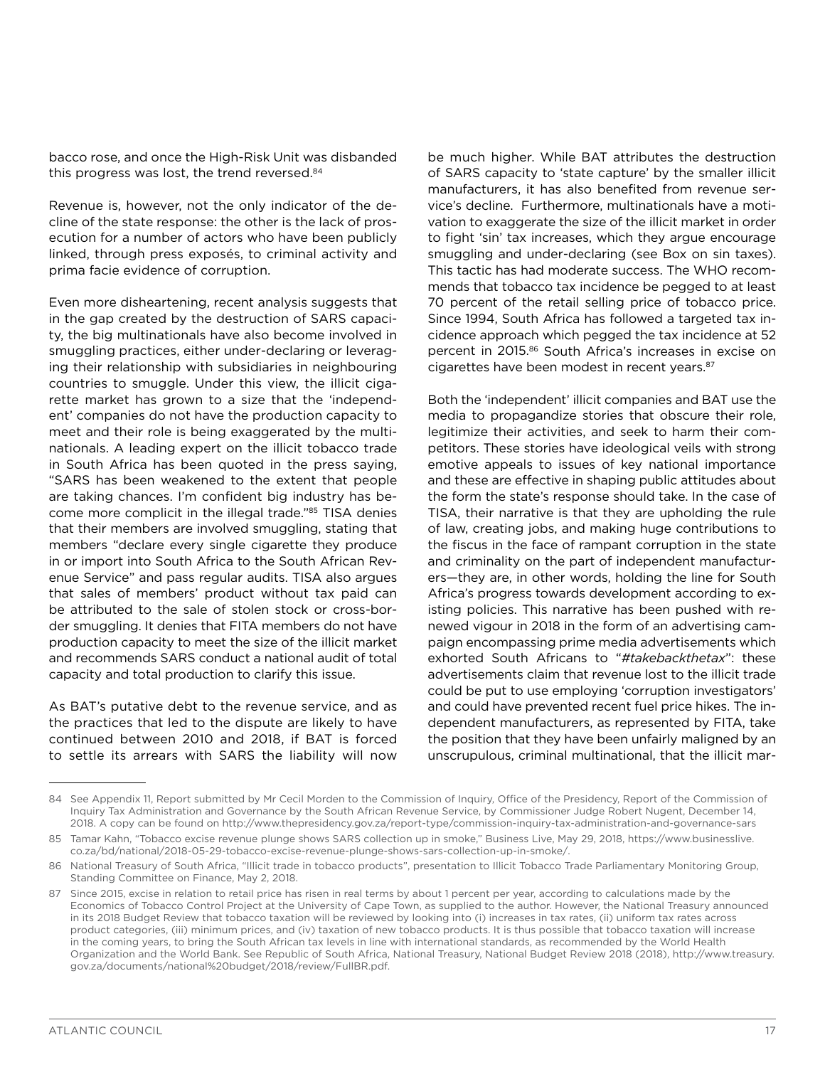bacco rose, and once the High-Risk Unit was disbanded this progress was lost, the trend reversed.[84]

Revenue is, however, not the only indicator of the decline of the state response: the other is the lack of prosecution for a number of actors who have been publicly linked, through press exposés, to criminal activity and prima facie evidence of corruption.

Even more disheartening, recent analysis suggests that in the gap created by the destruction of SARS capacity, the big multinationals have also become involved in smuggling practices, either under-declaring or leveraging their relationship with subsidiaries in neighbouring countries to smuggle. Under this view, the illicit cigarette market has grown to a size that the 'independent' companies do not have the production capacity to meet and their role is being exaggerated by the multinationals. A leading expert on the illicit tobacco trade in South Africa has been quoted in the press saying, "SARS has been weakened to the extent that people are taking chances. I'm confident big industry has become more complicit in the illegal trade."[85] TISA denies that their members are involved smuggling, stating that members "declare every single cigarette they produce in or import into South Africa to the South African Revenue Service" and pass regular audits. TISA also argues that sales of members' product without tax paid can be attributed to the sale of stolen stock or cross-border smuggling. It denies that FITA members do not have production capacity to meet the size of the illicit market and recommends SARS conduct a national audit of total capacity and total production to clarify this issue.

As BAT's putative debt to the revenue service, and as the practices that led to the dispute are likely to have continued between 2010 and 2018, if BAT is forced to settle its arrears with SARS the liability will now be much higher. While BAT attributes the destruction of SARS capacity to 'state capture' by the smaller illicit manufacturers, it has also benefited from revenue service's decline. Furthermore, multinationals have a motivation to exaggerate the size of the illicit market in order to fight 'sin' tax increases, which they argue encourage smuggling and under-declaring (see Box on sin taxes). This tactic has had moderate success. The WHO recommends that tobacco tax incidence be pegged to at least 70 percent of the retail selling price of tobacco price. Since 1994, South Africa has followed a targeted tax incidence approach which pegged the tax incidence at 52 percent in 2015.[86] South Africa's increases in excise on cigarettes have been modest in recent years.[87]

Both the 'independent' illicit companies and BAT use the media to propagandize stories that obscure their role, legitimize their activities, and seek to harm their competitors. These stories have ideological veils with strong emotive appeals to issues of key national importance and these are effective in shaping public attitudes about the form the state's response should take. In the case of TISA, their narrative is that they are upholding the rule of law, creating jobs, and making huge contributions to the fiscus in the face of rampant corruption in the state and criminality on the part of independent manufacturers—they are, in other words, holding the line for South Africa's progress towards development according to existing policies. This narrative has been pushed with renewed vigour in 2018 in the form of an advertising campaign encompassing prime media advertisements which exhorted South Africans to "*#takebackthetax*": these advertisements claim that revenue lost to the illicit trade could be put to use employing 'corruption investigators' and could have prevented recent fuel price hikes. The independent manufacturers, as represented by FITA, take the position that they have been unfairly maligned by an unscrupulous, criminal multinational, that the illicit mar-

---

84 See Appendix 11, Report submitted by Mr Cecil Morden to the Commission of Inquiry, Office of the Presidency, Report of the Commission of Inquiry Tax Administration and Governance by the South African Revenue Service, by Commissioner Judge Robert Nugent, December 14, 2018. A copy can be found on http://www.thepresidency.gov.za/report-type/commission-inquiry-tax-administration-and-governance-sars

85 Tamar Kahn, "Tobacco excise revenue plunge shows SARS collection up in smoke," Business Live, May 29, 2018, https://www.businesslive.co.za/bd/national/2018-05-29-tobacco-excise-revenue-plunge-shows-sars-collection-up-in-smoke/.

86 National Treasury of South Africa, "Illicit trade in tobacco products", presentation to Illicit Tobacco Trade Parliamentary Monitoring Group, Standing Committee on Finance, May 2, 2018.

87 Since 2015, excise in relation to retail price has risen in real terms by about 1 percent per year, according to calculations made by the Economics of Tobacco Control Project at the University of Cape Town, as supplied to the author. However, the National Treasury announced in its 2018 Budget Review that tobacco taxation will be reviewed by looking into (i) increases in tax rates, (ii) uniform tax rates across product categories, (iii) minimum prices, and (iv) taxation of new tobacco products. It is thus possible that tobacco taxation will increase in the coming years, to bring the South African tax levels in line with international standards, as recommended by the World Health Organization and the World Bank. See Republic of South Africa, National Treasury, National Budget Review 2018 (2018), http://www.treasury.gov.za/documents/national%20budget/2018/review/FullBR.pdf.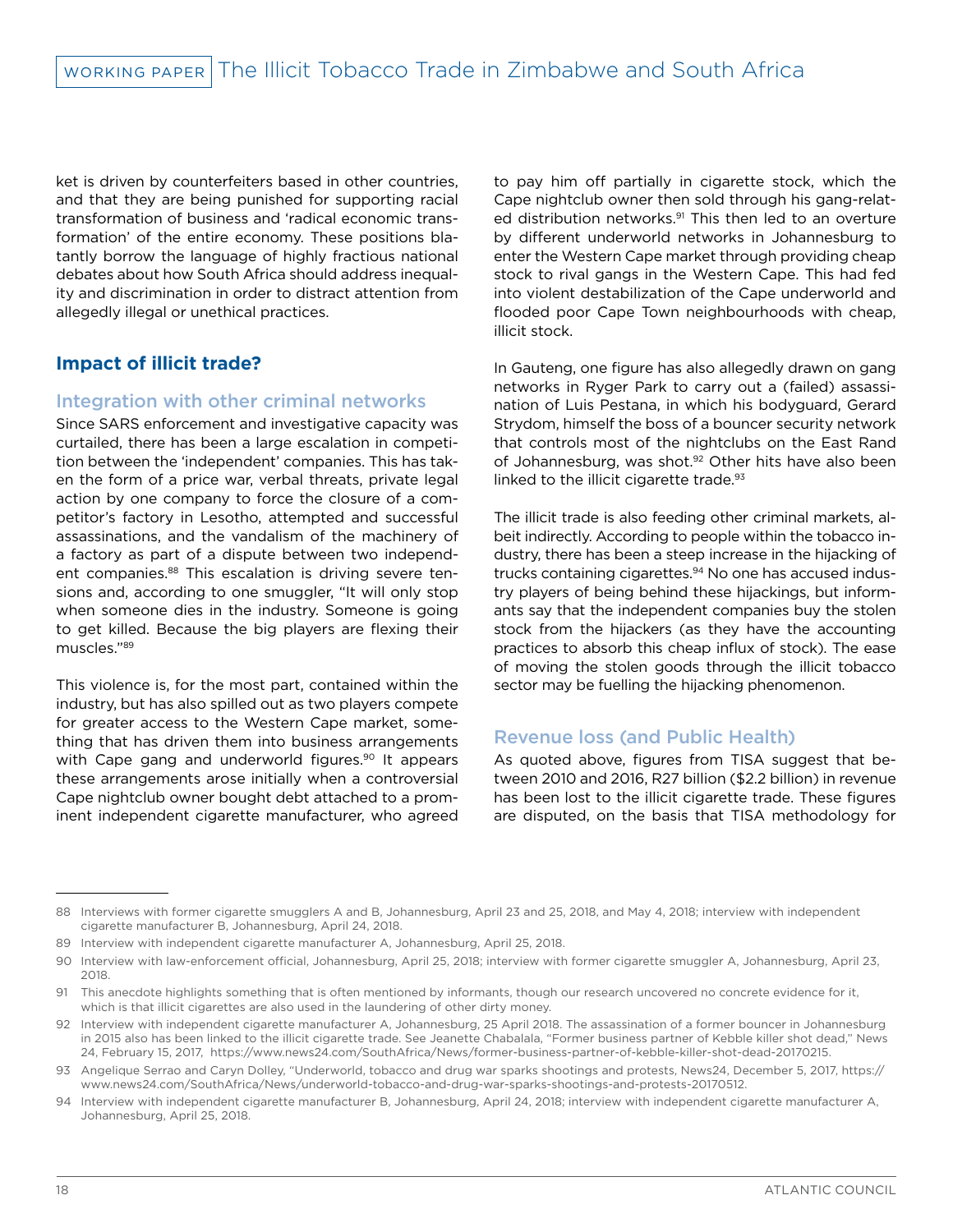ket is driven by counterfeiters based in other countries, and that they are being punished for supporting racial transformation of business and 'radical economic transformation' of the entire economy. These positions blatantly borrow the language of highly fractious national debates about how South Africa should address inequality and discrimination in order to distract attention from allegedly illegal or unethical practices.

## Impact of illicit trade?

### Integration with other criminal networks

Since SARS enforcement and investigative capacity was curtailed, there has been a large escalation in competition between the 'independent' companies. This has taken the form of a price war, verbal threats, private legal action by one company to force the closure of a competitor's factory in Lesotho, attempted and successful assassinations, and the vandalism of the machinery of a factory as part of a dispute between two independent companies.[88] This escalation is driving severe tensions and, according to one smuggler, "It will only stop when someone dies in the industry. Someone is going to get killed. Because the big players are flexing their muscles."[89]

This violence is, for the most part, contained within the industry, but has also spilled out as two players compete for greater access to the Western Cape market, something that has driven them into business arrangements with Cape gang and underworld figures.[90] It appears these arrangements arose initially when a controversial Cape nightclub owner bought debt attached to a prominent independent cigarette manufacturer, who agreed to pay him off partially in cigarette stock, which the Cape nightclub owner then sold through his gang-related distribution networks.[91] This then led to an overture by different underworld networks in Johannesburg to enter the Western Cape market through providing cheap stock to rival gangs in the Western Cape. This had fed into violent destabilization of the Cape underworld and flooded poor Cape Town neighbourhoods with cheap, illicit stock.

In Gauteng, one figure has also allegedly drawn on gang networks in Ryger Park to carry out a (failed) assassination of Luis Pestana, in which his bodyguard, Gerard Strydom, himself the boss of a bouncer security network that controls most of the nightclubs on the East Rand of Johannesburg, was shot.[92] Other hits have also been linked to the illicit cigarette trade.[93]

The illicit trade is also feeding other criminal markets, albeit indirectly. According to people within the tobacco industry, there has been a steep increase in the hijacking of trucks containing cigarettes.[94] No one has accused industry players of being behind these hijackings, but informants say that the independent companies buy the stolen stock from the hijackers (as they have the accounting practices to absorb this cheap influx of stock). The ease of moving the stolen goods through the illicit tobacco sector may be fuelling the hijacking phenomenon.

### Revenue loss (and Public Health)

As quoted above, figures from TISA suggest that between 2010 and 2016, R27 billion ($2.2 billion) in revenue has been lost to the illicit cigarette trade. These figures are disputed, on the basis that TISA methodology for

---

88 Interviews with former cigarette smugglers A and B, Johannesburg, April 23 and 25, 2018, and May 4, 2018; interview with independent cigarette manufacturer B, Johannesburg, April 24, 2018.

89 Interview with independent cigarette manufacturer A, Johannesburg, April 25, 2018.

90 Interview with law-enforcement official, Johannesburg, April 25, 2018; interview with former cigarette smuggler A, Johannesburg, April 23, 2018.

91 This anecdote highlights something that is often mentioned by informants, though our research uncovered no concrete evidence for it, which is that illicit cigarettes are also used in the laundering of other dirty money.

92 Interview with independent cigarette manufacturer A, Johannesburg, 25 April 2018. The assassination of a former bouncer in Johannesburg in 2015 also has been linked to the illicit cigarette trade. See Jeanette Chabalala, "Former business partner of Kebble killer shot dead," News 24, February 15, 2017, https://www.news24.com/SouthAfrica/News/former-business-partner-of-kebble-killer-shot-dead-20170215.

93 Angelique Serrao and Caryn Dolley, "Underworld, tobacco and drug war sparks shootings and protests, News24, December 5, 2017, https://www.news24.com/SouthAfrica/News/underworld-tobacco-and-drug-war-sparks-shootings-and-protests-20170512.

94 Interview with independent cigarette manufacturer B, Johannesburg, April 24, 2018; interview with independent cigarette manufacturer A, Johannesburg, April 25, 2018.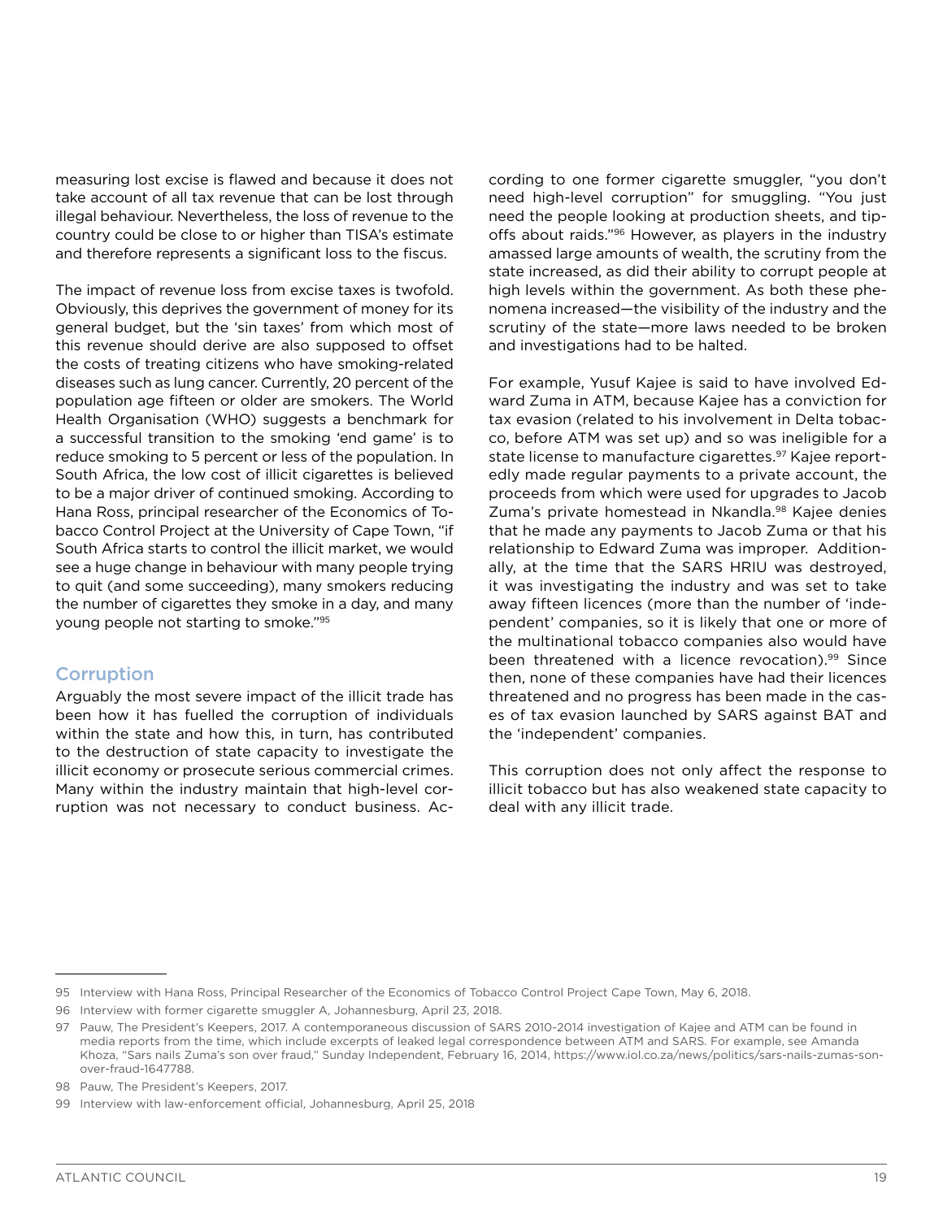measuring lost excise is flawed and because it does not take account of all tax revenue that can be lost through illegal behaviour. Nevertheless, the loss of revenue to the country could be close to or higher than TISA's estimate and therefore represents a significant loss to the fiscus.

The impact of revenue loss from excise taxes is twofold. Obviously, this deprives the government of money for its general budget, but the 'sin taxes' from which most of this revenue should derive are also supposed to offset the costs of treating citizens who have smoking-related diseases such as lung cancer. Currently, 20 percent of the population age fifteen or older are smokers. The World Health Organisation (WHO) suggests a benchmark for a successful transition to the smoking 'end game' is to reduce smoking to 5 percent or less of the population. In South Africa, the low cost of illicit cigarettes is believed to be a major driver of continued smoking. According to Hana Ross, principal researcher of the Economics of Tobacco Control Project at the University of Cape Town, "if South Africa starts to control the illicit market, we would see a huge change in behaviour with many people trying to quit (and some succeeding), many smokers reducing the number of cigarettes they smoke in a day, and many young people not starting to smoke."[95]

## Corruption

Arguably the most severe impact of the illicit trade has been how it has fuelled the corruption of individuals within the state and how this, in turn, has contributed to the destruction of state capacity to investigate the illicit economy or prosecute serious commercial crimes. Many within the industry maintain that high-level corruption was not necessary to conduct business. According to one former cigarette smuggler, "you don't need high-level corruption" for smuggling. "You just need the people looking at production sheets, and tip-offs about raids."[96] However, as players in the industry amassed large amounts of wealth, the scrutiny from the state increased, as did their ability to corrupt people at high levels within the government. As both these phenomena increased—the visibility of the industry and the scrutiny of the state—more laws needed to be broken and investigations had to be halted.

For example, Yusuf Kajee is said to have involved Edward Zuma in ATM, because Kajee has a conviction for tax evasion (related to his involvement in Delta tobacco, before ATM was set up) and so was ineligible for a state license to manufacture cigarettes.[97] Kajee reportedly made regular payments to a private account, the proceeds from which were used for upgrades to Jacob Zuma's private homestead in Nkandla.[98] Kajee denies that he made any payments to Jacob Zuma or that his relationship to Edward Zuma was improper. Additionally, at the time that the SARS HRIU was destroyed, it was investigating the industry and was set to take away fifteen licences (more than the number of 'independent' companies, so it is likely that one or more of the multinational tobacco companies also would have been threatened with a licence revocation).[99] Since then, none of these companies have had their licences threatened and no progress has been made in the cases of tax evasion launched by SARS against BAT and the 'independent' companies.

This corruption does not only affect the response to illicit tobacco but has also weakened state capacity to deal with any illicit trade.

---

95 Interview with Hana Ross, Principal Researcher of the Economics of Tobacco Control Project Cape Town, May 6, 2018.

96 Interview with former cigarette smuggler A, Johannesburg, April 23, 2018.

97 Pauw, The President's Keepers, 2017. A contemporaneous discussion of SARS 2010-2014 investigation of Kajee and ATM can be found in media reports from the time, which include excerpts of leaked legal correspondence between ATM and SARS. For example, see Amanda Khoza, "Sars nails Zuma's son over fraud," Sunday Independent, February 16, 2014, https://www.iol.co.za/news/politics/sars-nails-zumas-son-over-fraud-1647788.

98 Pauw, The President's Keepers, 2017.

99 Interview with law-enforcement official, Johannesburg, April 25, 2018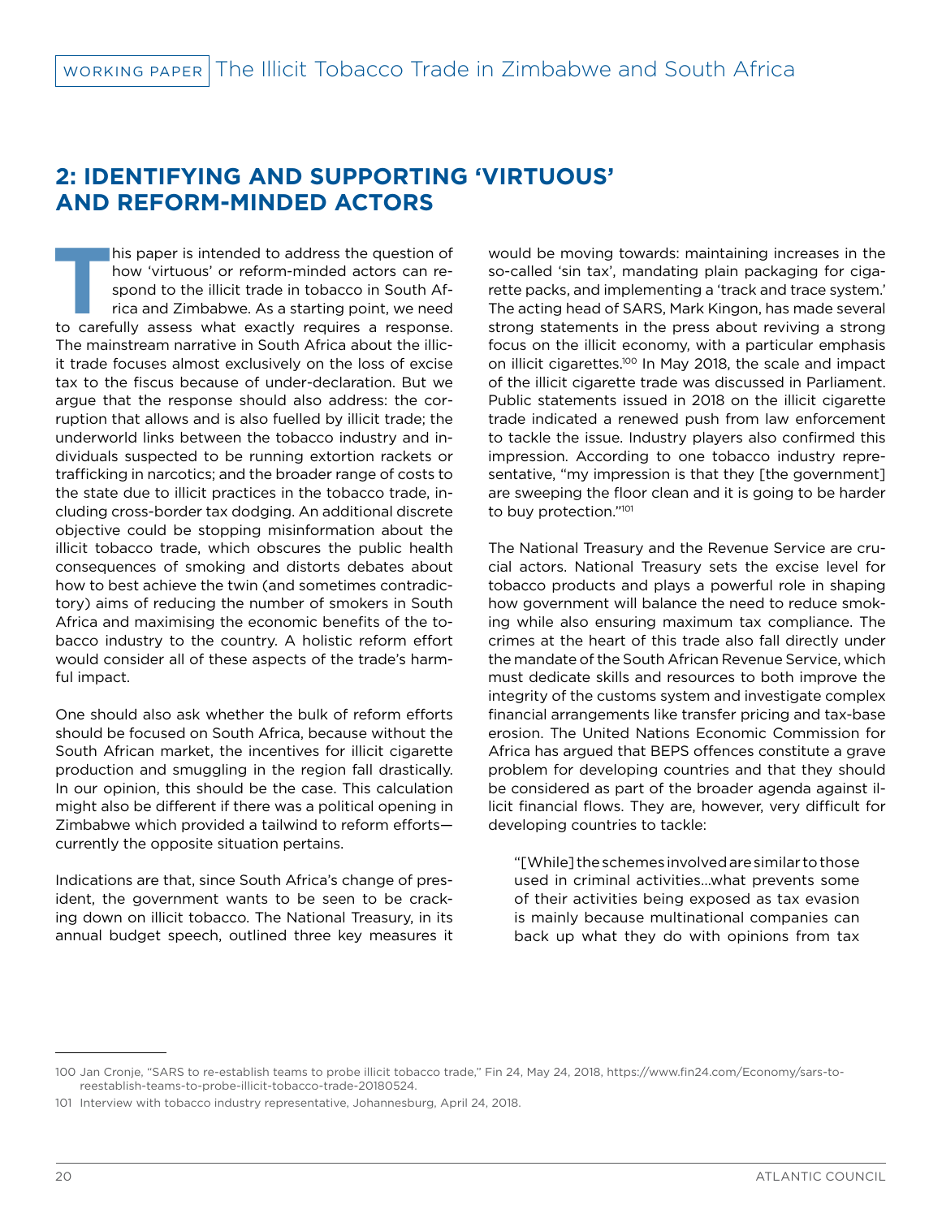## 2: IDENTIFYING AND SUPPORTING 'VIRTUOUS' AND REFORM-MINDED ACTORS

This paper is intended to address the question of how 'virtuous' or reform-minded actors can respond to the illicit trade in tobacco in South Africa and Zimbabwe. As a starting point, we need to carefully assess what exactly requires a response. The mainstream narrative in South Africa about the illicit trade focuses almost exclusively on the loss of excise tax to the fiscus because of under-declaration. But we argue that the response should also address: the corruption that allows and is also fuelled by illicit trade; the underworld links between the tobacco industry and individuals suspected to be running extortion rackets or trafficking in narcotics; and the broader range of costs to the state due to illicit practices in the tobacco trade, including cross-border tax dodging. An additional discrete objective could be stopping misinformation about the illicit tobacco trade, which obscures the public health consequences of smoking and distorts debates about how to best achieve the twin (and sometimes contradictory) aims of reducing the number of smokers in South Africa and maximising the economic benefits of the tobacco industry to the country. A holistic reform effort would consider all of these aspects of the trade's harmful impact.

One should also ask whether the bulk of reform efforts should be focused on South Africa, because without the South African market, the incentives for illicit cigarette production and smuggling in the region fall drastically. In our opinion, this should be the case. This calculation might also be different if there was a political opening in Zimbabwe which provided a tailwind to reform efforts—currently the opposite situation pertains.

Indications are that, since South Africa's change of president, the government wants to be seen to be cracking down on illicit tobacco. The National Treasury, in its annual budget speech, outlined three key measures it would be moving towards: maintaining increases in the so-called 'sin tax', mandating plain packaging for cigarette packs, and implementing a 'track and trace system.' The acting head of SARS, Mark Kingon, has made several strong statements in the press about reviving a strong focus on the illicit economy, with a particular emphasis on illicit cigarettes.[100] In May 2018, the scale and impact of the illicit cigarette trade was discussed in Parliament. Public statements issued in 2018 on the illicit cigarette trade indicated a renewed push from law enforcement to tackle the issue. Industry players also confirmed this impression. According to one tobacco industry representative, "my impression is that they [the government] are sweeping the floor clean and it is going to be harder to buy protection."[101]

The National Treasury and the Revenue Service are crucial actors. National Treasury sets the excise level for tobacco products and plays a powerful role in shaping how government will balance the need to reduce smoking while also ensuring maximum tax compliance. The crimes at the heart of this trade also fall directly under the mandate of the South African Revenue Service, which must dedicate skills and resources to both improve the integrity of the customs system and investigate complex financial arrangements like transfer pricing and tax-base erosion. The United Nations Economic Commission for Africa has argued that BEPS offences constitute a grave problem for developing countries and that they should be considered as part of the broader agenda against illicit financial flows. They are, however, very difficult for developing countries to tackle:

> "[While] the schemes involved are similar to those used in criminal activities…what prevents some of their activities being exposed as tax evasion is mainly because multinational companies can back up what they do with opinions from tax

---

100 Jan Cronje, "SARS to re-establish teams to probe illicit tobacco trade," Fin 24, May 24, 2018, https://www.fin24.com/Economy/sars-to-reestablish-teams-to-probe-illicit-tobacco-trade-20180524.

101 Interview with tobacco industry representative, Johannesburg, April 24, 2018.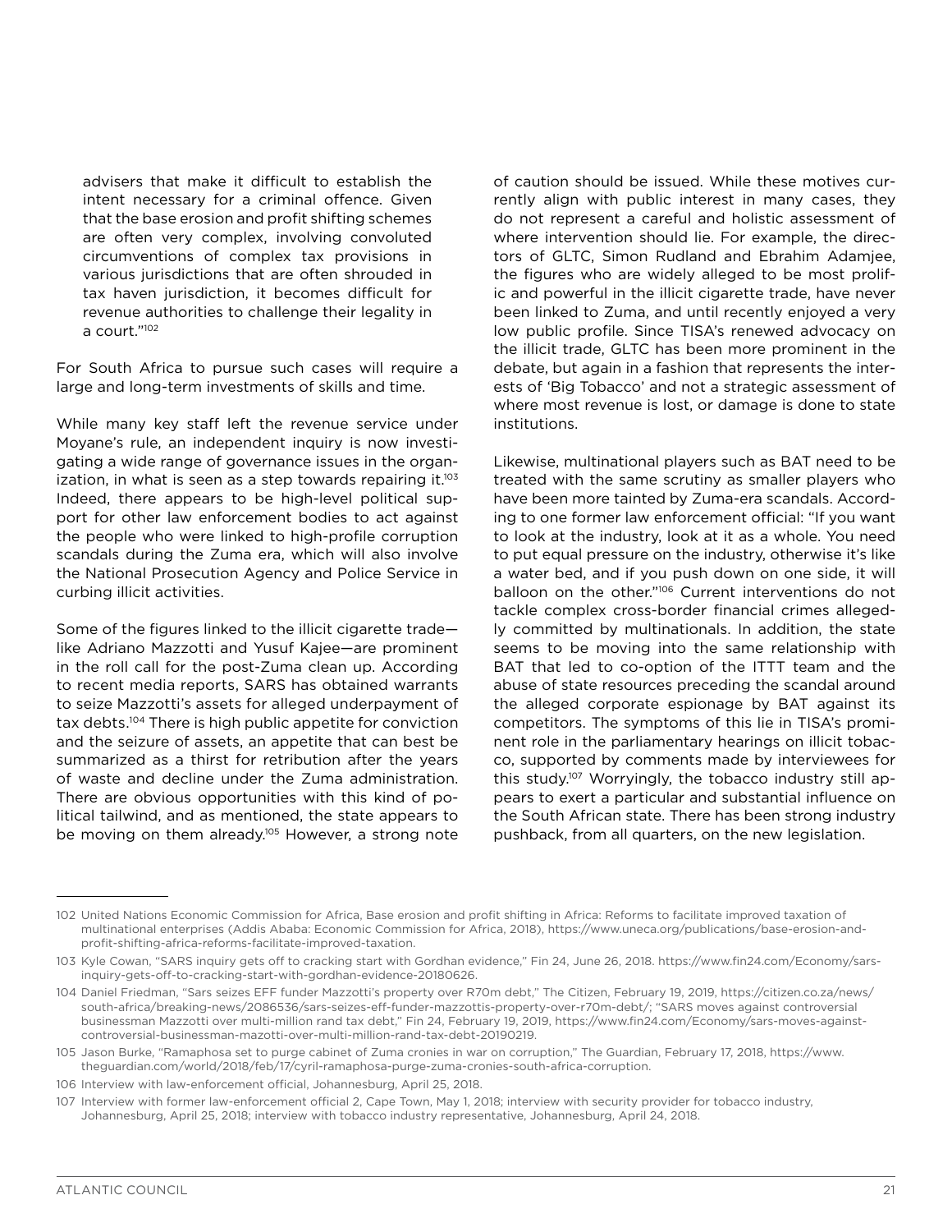advisers that make it difficult to establish the intent necessary for a criminal offence. Given that the base erosion and profit shifting schemes are often very complex, involving convoluted circumventions of complex tax provisions in various jurisdictions that are often shrouded in tax haven jurisdiction, it becomes difficult for revenue authorities to challenge their legality in a court."[102]

For South Africa to pursue such cases will require a large and long-term investments of skills and time.

While many key staff left the revenue service under Moyane's rule, an independent inquiry is now investigating a wide range of governance issues in the organization, in what is seen as a step towards repairing it.[103] Indeed, there appears to be high-level political support for other law enforcement bodies to act against the people who were linked to high-profile corruption scandals during the Zuma era, which will also involve the National Prosecution Agency and Police Service in curbing illicit activities.

Some of the figures linked to the illicit cigarette trade—like Adriano Mazzotti and Yusuf Kajee—are prominent in the roll call for the post-Zuma clean up. According to recent media reports, SARS has obtained warrants to seize Mazzotti's assets for alleged underpayment of tax debts.[104] There is high public appetite for conviction and the seizure of assets, an appetite that can best be summarized as a thirst for retribution after the years of waste and decline under the Zuma administration. There are obvious opportunities with this kind of political tailwind, and as mentioned, the state appears to be moving on them already.[105] However, a strong note of caution should be issued. While these motives currently align with public interest in many cases, they do not represent a careful and holistic assessment of where intervention should lie. For example, the directors of GLTC, Simon Rudland and Ebrahim Adamjee, the figures who are widely alleged to be most prolific and powerful in the illicit cigarette trade, have never been linked to Zuma, and until recently enjoyed a very low public profile. Since TISA's renewed advocacy on the illicit trade, GLTC has been more prominent in the debate, but again in a fashion that represents the interests of 'Big Tobacco' and not a strategic assessment of where most revenue is lost, or damage is done to state institutions.

Likewise, multinational players such as BAT need to be treated with the same scrutiny as smaller players who have been more tainted by Zuma-era scandals. According to one former law enforcement official: "If you want to look at the industry, look at it as a whole. You need to put equal pressure on the industry, otherwise it's like a water bed, and if you push down on one side, it will balloon on the other."[106] Current interventions do not tackle complex cross-border financial crimes allegedly committed by multinationals. In addition, the state seems to be moving into the same relationship with BAT that led to co-option of the ITTT team and the abuse of state resources preceding the scandal around the alleged corporate espionage by BAT against its competitors. The symptoms of this lie in TISA's prominent role in the parliamentary hearings on illicit tobacco, supported by comments made by interviewees for this study.[107] Worryingly, the tobacco industry still appears to exert a particular and substantial influence on the South African state. There has been strong industry pushback, from all quarters, on the new legislation.

---

102 United Nations Economic Commission for Africa, Base erosion and profit shifting in Africa: Reforms to facilitate improved taxation of multinational enterprises (Addis Ababa: Economic Commission for Africa, 2018), https://www.uneca.org/publications/base-erosion-and-profit-shifting-africa-reforms-facilitate-improved-taxation.

103 Kyle Cowan, "SARS inquiry gets off to cracking start with Gordhan evidence," Fin 24, June 26, 2018. https://www.fin24.com/Economy/sars-inquiry-gets-off-to-cracking-start-with-gordhan-evidence-20180626.

104 Daniel Friedman, "Sars seizes EFF funder Mazzotti's property over R70m debt," The Citizen, February 19, 2019, https://citizen.co.za/news/south-africa/breaking-news/2086536/sars-seizes-eff-funder-mazzottis-property-over-r70m-debt/; "SARS moves against controversial businessman Mazzotti over multi-million rand tax debt," Fin 24, February 19, 2019, https://www.fin24.com/Economy/sars-moves-against-controversial-businessman-mazotti-over-multi-million-rand-tax-debt-20190219.

105 Jason Burke, "Ramaphosa set to purge cabinet of Zuma cronies in war on corruption," The Guardian, February 17, 2018, https://www.theguardian.com/world/2018/feb/17/cyril-ramaphosa-purge-zuma-cronies-south-africa-corruption.

106 Interview with law-enforcement official, Johannesburg, April 25, 2018.

107 Interview with former law-enforcement official 2, Cape Town, May 1, 2018; interview with security provider for tobacco industry, Johannesburg, April 25, 2018; interview with tobacco industry representative, Johannesburg, April 24, 2018.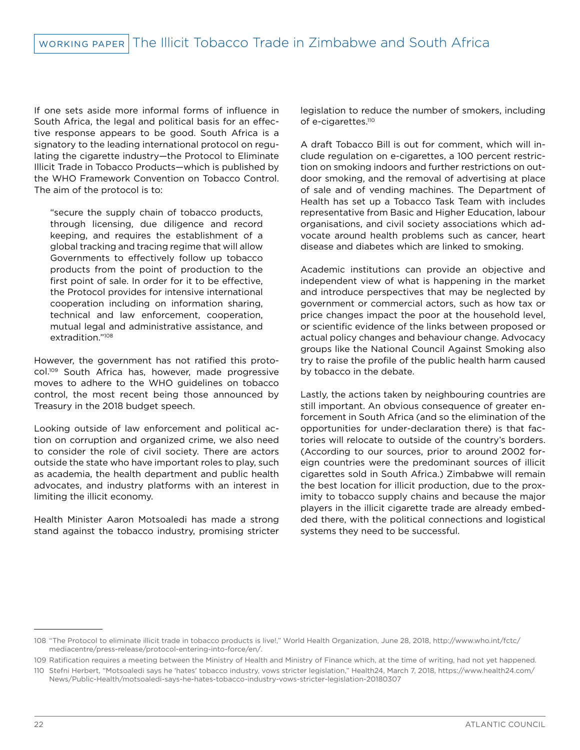If one sets aside more informal forms of influence in South Africa, the legal and political basis for an effective response appears to be good. South Africa is a signatory to the leading international protocol on regulating the cigarette industry—the Protocol to Eliminate Illicit Trade in Tobacco Products—which is published by the WHO Framework Convention on Tobacco Control. The aim of the protocol is to:

> "secure the supply chain of tobacco products, through licensing, due diligence and record keeping, and requires the establishment of a global tracking and tracing regime that will allow Governments to effectively follow up tobacco products from the point of production to the first point of sale. In order for it to be effective, the Protocol provides for intensive international cooperation including on information sharing, technical and law enforcement, cooperation, mutual legal and administrative assistance, and extradition."[108]

However, the government has not ratified this protocol.[109] South Africa has, however, made progressive moves to adhere to the WHO guidelines on tobacco control, the most recent being those announced by Treasury in the 2018 budget speech.

Looking outside of law enforcement and political action on corruption and organized crime, we also need to consider the role of civil society. There are actors outside the state who have important roles to play, such as academia, the health department and public health advocates, and industry platforms with an interest in limiting the illicit economy.

Health Minister Aaron Motsoaledi has made a strong stand against the tobacco industry, promising stricter legislation to reduce the number of smokers, including of e-cigarettes.[110]

A draft Tobacco Bill is out for comment, which will include regulation on e-cigarettes, a 100 percent restriction on smoking indoors and further restrictions on outdoor smoking, and the removal of advertising at place of sale and of vending machines. The Department of Health has set up a Tobacco Task Team with includes representative from Basic and Higher Education, labour organisations, and civil society associations which advocate around health problems such as cancer, heart disease and diabetes which are linked to smoking.

Academic institutions can provide an objective and independent view of what is happening in the market and introduce perspectives that may be neglected by government or commercial actors, such as how tax or price changes impact the poor at the household level, or scientific evidence of the links between proposed or actual policy changes and behaviour change. Advocacy groups like the National Council Against Smoking also try to raise the profile of the public health harm caused by tobacco in the debate.

Lastly, the actions taken by neighbouring countries are still important. An obvious consequence of greater enforcement in South Africa (and so the elimination of the opportunities for under-declaration there) is that factories will relocate to outside of the country's borders. (According to our sources, prior to around 2002 foreign countries were the predominant sources of illicit cigarettes sold in South Africa.) Zimbabwe will remain the best location for illicit production, due to the proximity to tobacco supply chains and because the major players in the illicit cigarette trade are already embedded there, with the political connections and logistical systems they need to be successful.

---

108 "The Protocol to eliminate illicit trade in tobacco products is live!," World Health Organization, June 28, 2018, http://www.who.int/fctc/mediacentre/press-release/protocol-entering-into-force/en/.

109 Ratification requires a meeting between the Ministry of Health and Ministry of Finance which, at the time of writing, had not yet happened.

110 Stefni Herbert, "Motsoaledi says he 'hates' tobacco industry, vows stricter legislation," Health24, March 7, 2018, https://www.health24.com/News/Public-Health/motsoaledi-says-he-hates-tobacco-industry-vows-stricter-legislation-20180307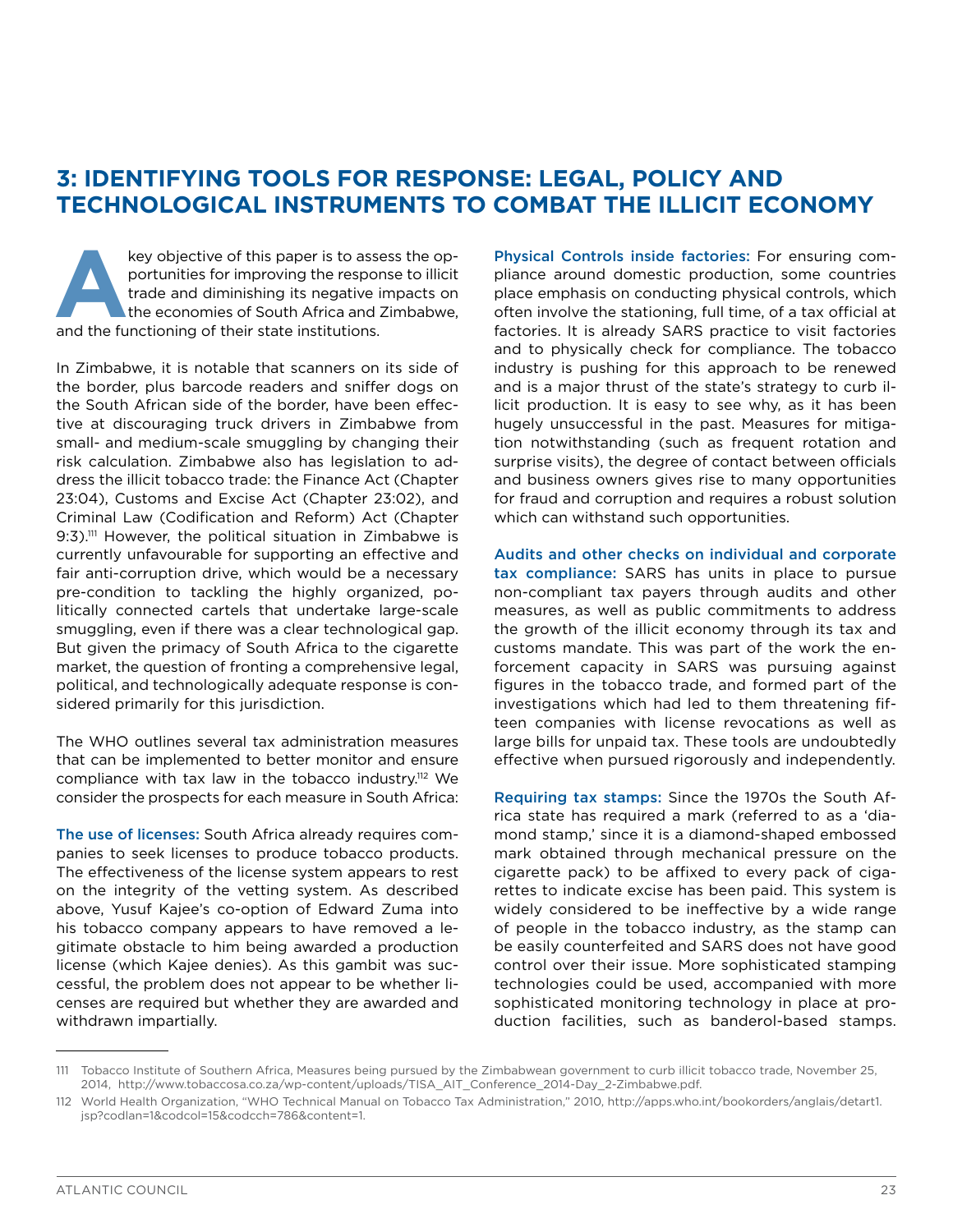## 3: IDENTIFYING TOOLS FOR RESPONSE: LEGAL, POLICY AND TECHNOLOGICAL INSTRUMENTS TO COMBAT THE ILLICIT ECONOMY

A key objective of this paper is to assess the opportunities for improving the response to illicit trade and diminishing its negative impacts on the economies of South Africa and Zimbabwe, and the functioning of their state institutions.

In Zimbabwe, it is notable that scanners on its side of the border, plus barcode readers and sniffer dogs on the South African side of the border, have been effective at discouraging truck drivers in Zimbabwe from small- and medium-scale smuggling by changing their risk calculation. Zimbabwe also has legislation to address the illicit tobacco trade: the Finance Act (Chapter 23:04), Customs and Excise Act (Chapter 23:02), and Criminal Law (Codification and Reform) Act (Chapter 9:3).[111] However, the political situation in Zimbabwe is currently unfavourable for supporting an effective and fair anti-corruption drive, which would be a necessary pre-condition to tackling the highly organized, politically connected cartels that undertake large-scale smuggling, even if there was a clear technological gap. But given the primacy of South Africa to the cigarette market, the question of fronting a comprehensive legal, political, and technologically adequate response is considered primarily for this jurisdiction.

The WHO outlines several tax administration measures that can be implemented to better monitor and ensure compliance with tax law in the tobacco industry.[112] We consider the prospects for each measure in South Africa:

**The use of licenses:** South Africa already requires companies to seek licenses to produce tobacco products. The effectiveness of the license system appears to rest on the integrity of the vetting system. As described above, Yusuf Kajee's co-option of Edward Zuma into his tobacco company appears to have removed a legitimate obstacle to him being awarded a production license (which Kajee denies). As this gambit was successful, the problem does not appear to be whether licenses are required but whether they are awarded and withdrawn impartially.

**Physical Controls inside factories:** For ensuring compliance around domestic production, some countries place emphasis on conducting physical controls, which often involve the stationing, full time, of a tax official at factories. It is already SARS practice to visit factories and to physically check for compliance. The tobacco industry is pushing for this approach to be renewed and is a major thrust of the state's strategy to curb illicit production. It is easy to see why, as it has been hugely unsuccessful in the past. Measures for mitigation notwithstanding (such as frequent rotation and surprise visits), the degree of contact between officials and business owners gives rise to many opportunities for fraud and corruption and requires a robust solution which can withstand such opportunities.

**Audits and other checks on individual and corporate tax compliance:** SARS has units in place to pursue non-compliant tax payers through audits and other measures, as well as public commitments to address the growth of the illicit economy through its tax and customs mandate. This was part of the work the enforcement capacity in SARS was pursuing against figures in the tobacco trade, and formed part of the investigations which had led to them threatening fifteen companies with license revocations as well as large bills for unpaid tax. These tools are undoubtedly effective when pursued rigorously and independently.

**Requiring tax stamps:** Since the 1970s the South Africa state has required a mark (referred to as a 'diamond stamp,' since it is a diamond-shaped embossed mark obtained through mechanical pressure on the cigarette pack) to be affixed to every pack of cigarettes to indicate excise has been paid. This system is widely considered to be ineffective by a wide range of people in the tobacco industry, as the stamp can be easily counterfeited and SARS does not have good control over their issue. More sophisticated stamping technologies could be used, accompanied with more sophisticated monitoring technology in place at production facilities, such as banderol-based stamps.

---

111 Tobacco Institute of Southern Africa, Measures being pursued by the Zimbabwean government to curb illicit tobacco trade, November 25, 2014, http://www.tobaccosa.co.za/wp-content/uploads/TISA_AIT_Conference_2014-Day_2-Zimbabwe.pdf.

112 World Health Organization, "WHO Technical Manual on Tobacco Tax Administration," 2010, http://apps.who.int/bookorders/anglais/detart1.jsp?codlan=1&codcol=15&codcch=786&content=1.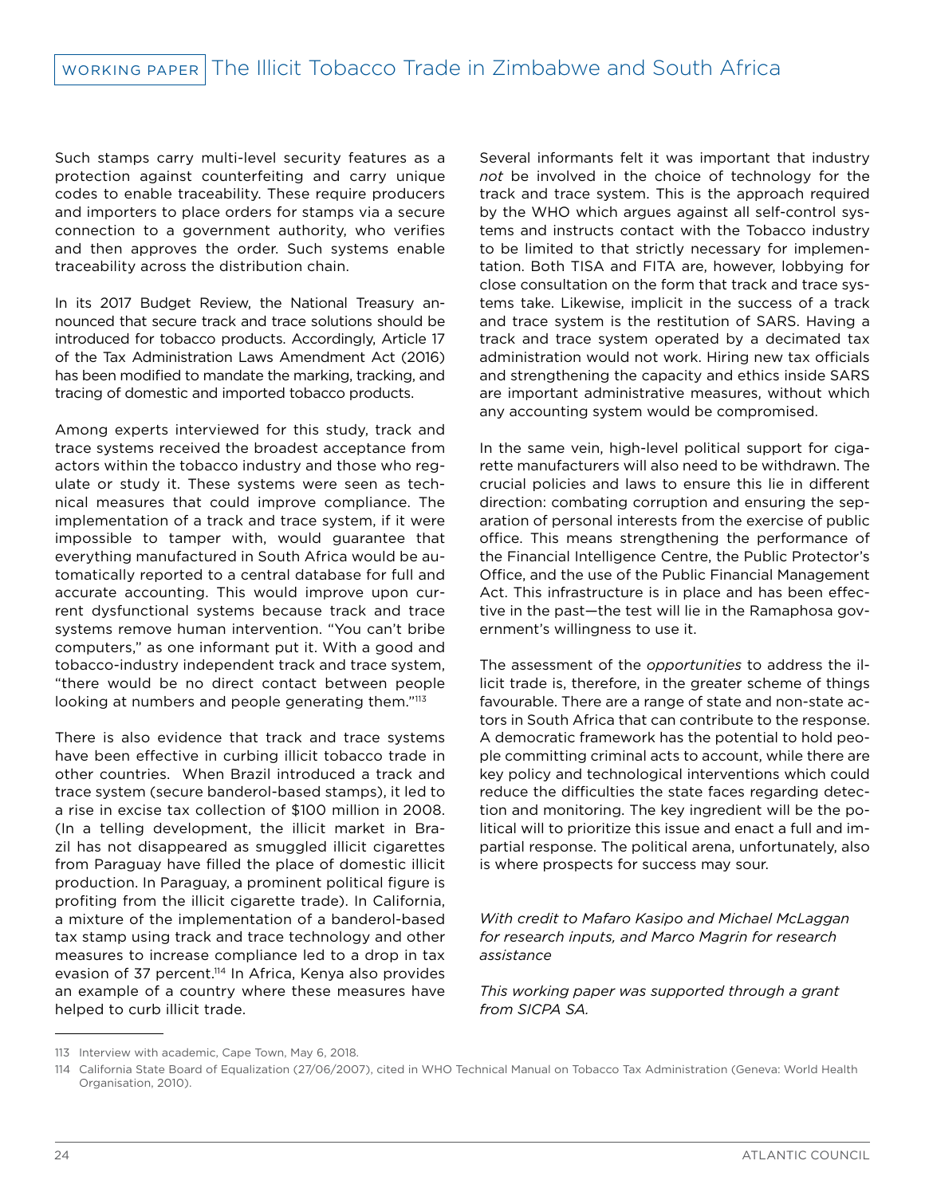Such stamps carry multi-level security features as a protection against counterfeiting and carry unique codes to enable traceability. These require producers and importers to place orders for stamps via a secure connection to a government authority, who verifies and then approves the order. Such systems enable traceability across the distribution chain.

In its 2017 Budget Review, the National Treasury announced that secure track and trace solutions should be introduced for tobacco products. Accordingly, Article 17 of the Tax Administration Laws Amendment Act (2016) has been modified to mandate the marking, tracking, and tracing of domestic and imported tobacco products.

Among experts interviewed for this study, track and trace systems received the broadest acceptance from actors within the tobacco industry and those who regulate or study it. These systems were seen as technical measures that could improve compliance. The implementation of a track and trace system, if it were impossible to tamper with, would guarantee that everything manufactured in South Africa would be automatically reported to a central database for full and accurate accounting. This would improve upon current dysfunctional systems because track and trace systems remove human intervention. "You can't bribe computers," as one informant put it. With a good and tobacco-industry independent track and trace system, "there would be no direct contact between people looking at numbers and people generating them."[113]

There is also evidence that track and trace systems have been effective in curbing illicit tobacco trade in other countries. When Brazil introduced a track and trace system (secure banderol-based stamps), it led to a rise in excise tax collection of $100 million in 2008. (In a telling development, the illicit market in Brazil has not disappeared as smuggled illicit cigarettes from Paraguay have filled the place of domestic illicit production. In Paraguay, a prominent political figure is profiting from the illicit cigarette trade). In California, a mixture of the implementation of a banderol-based tax stamp using track and trace technology and other measures to increase compliance led to a drop in tax evasion of 37 percent.[114] In Africa, Kenya also provides an example of a country where these measures have helped to curb illicit trade.

Several informants felt it was important that industry *not* be involved in the choice of technology for the track and trace system. This is the approach required by the WHO which argues against all self-control systems and instructs contact with the Tobacco industry to be limited to that strictly necessary for implementation. Both TISA and FITA are, however, lobbying for close consultation on the form that track and trace systems take. Likewise, implicit in the success of a track and trace system is the restitution of SARS. Having a track and trace system operated by a decimated tax administration would not work. Hiring new tax officials and strengthening the capacity and ethics inside SARS are important administrative measures, without which any accounting system would be compromised.

In the same vein, high-level political support for cigarette manufacturers will also need to be withdrawn. The crucial policies and laws to ensure this lie in different direction: combating corruption and ensuring the separation of personal interests from the exercise of public office. This means strengthening the performance of the Financial Intelligence Centre, the Public Protector's Office, and the use of the Public Financial Management Act. This infrastructure is in place and has been effective in the past—the test will lie in the Ramaphosa government's willingness to use it.

The assessment of the *opportunities* to address the illicit trade is, therefore, in the greater scheme of things favourable. There are a range of state and non-state actors in South Africa that can contribute to the response. A democratic framework has the potential to hold people committing criminal acts to account, while there are key policy and technological interventions which could reduce the difficulties the state faces regarding detection and monitoring. The key ingredient will be the political will to prioritize this issue and enact a full and impartial response. The political arena, unfortunately, also is where prospects for success may sour.

*With credit to Mafaro Kasipo and Michael McLaggan for research inputs, and Marco Magrin for research assistance*

*This working paper was supported through a grant from SICPA SA.*

---

113 Interview with academic, Cape Town, May 6, 2018.

114 California State Board of Equalization (27/06/2007), cited in WHO Technical Manual on Tobacco Tax Administration (Geneva: World Health Organisation, 2010).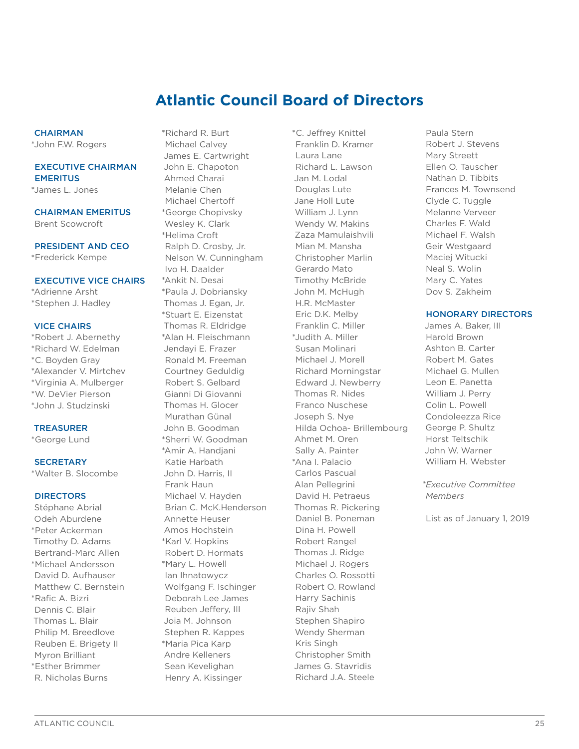# Atlantic Council Board of Directors

**CHAIRMAN**

*John F.W. Rogers

**EXECUTIVE CHAIRMAN EMERITUS**

*James L. Jones

**CHAIRMAN EMERITUS**

Brent Scowcroft

**PRESIDENT AND CEO**

*Frederick Kempe

**EXECUTIVE VICE CHAIRS**

*Adrienne Arsht  
*Stephen J. Hadley

**VICE CHAIRS**

*Robert J. Abernethy  
*Richard W. Edelman  
*C. Boyden Gray  
*Alexander V. Mirtchev  
*Virginia A. Mulberger  
*W. DeVier Pierson  
*John J. Studzinski

**TREASURER**

*George Lund

**SECRETARY**

*Walter B. Slocombe

**DIRECTORS**

Stéphane Abrial  
Odeh Aburdene  
*Peter Ackerman  
Timothy D. Adams  
Bertrand-Marc Allen  
*Michael Andersson  
David D. Aufhauser  
Matthew C. Bernstein  
*Rafic A. Bizri  
Dennis C. Blair  
Thomas L. Blair  
Philip M. Breedlove  
Reuben E. Brigety II  
Myron Brilliant  
*Esther Brimmer  
R. Nicholas Burns  
*Richard R. Burt  
Michael Calvey  
James E. Cartwright  
John E. Chapoton  
Ahmed Charai  
Melanie Chen  
Michael Chertoff  
*George Chopivsky  
Wesley K. Clark  
*Helima Croft  
Ralph D. Crosby, Jr.  
Nelson W. Cunningham  
Ivo H. Daalder  
*Ankit N. Desai  
*Paula J. Dobriansky  
Thomas J. Egan, Jr.  
*Stuart E. Eizenstat  
Thomas R. Eldridge  
*Alan H. Fleischmann  
Jendayi E. Frazer  
Ronald M. Freeman  
Courtney Geduldig  
Robert S. Gelbard  
Gianni Di Giovanni  
Thomas H. Glocer  
Murathan Günal  
John B. Goodman  
*Sherri W. Goodman  
*Amir A. Handjani  
Katie Harbath  
John D. Harris, II  
Frank Haun  
Michael V. Hayden  
Brian C. McK.Henderson  
Annette Heuser  
Amos Hochstein  
*Karl V. Hopkins  
Robert D. Hormats  
*Mary L. Howell  
Ian Ihnatowycz  
Wolfgang F. Ischinger  
Deborah Lee James  
Reuben Jeffery, III  
Joia M. Johnson  
Stephen R. Kappes  
*Maria Pica Karp  
Andre Kelleners  
Sean Kevelighan  
Henry A. Kissinger  
*C. Jeffrey Knittel  
Franklin D. Kramer  
Laura Lane  
Richard L. Lawson  
Jan M. Lodal  
Douglas Lute  
Jane Holl Lute  
William J. Lynn  
Wendy W. Makins  
Zaza Mamulaishvili  
Mian M. Mansha  
Christopher Marlin  
Gerardo Mato  
Timothy McBride  
John M. McHugh  
H.R. McMaster  
Eric D.K. Melby  
Franklin C. Miller  
*Judith A. Miller  
Susan Molinari  
Michael J. Morell  
Richard Morningstar  
Edward J. Newberry  
Thomas R. Nides  
Franco Nuschese  
Joseph S. Nye  
Hilda Ochoa- Brillembourg  
Ahmet M. Oren  
Sally A. Painter  
*Ana I. Palacio  
Carlos Pascual  
Alan Pellegrini  
David H. Petraeus  
Thomas R. Pickering  
Daniel B. Poneman  
Dina H. Powell  
Robert Rangel  
Thomas J. Ridge  
Michael J. Rogers  
Charles O. Rossotti  
Robert O. Rowland  
Harry Sachinis  
Rajiv Shah  
Stephen Shapiro  
Wendy Sherman  
Kris Singh  
Christopher Smith  
James G. Stavridis  
Richard J.A. Steele  
Paula Stern  
Robert J. Stevens  
Mary Streett  
Ellen O. Tauscher  
Nathan D. Tibbits  
Frances M. Townsend  
Clyde C. Tuggle  
Melanne Verveer  
Charles F. Wald  
Michael F. Walsh  
Geir Westgaard  
Maciej Witucki  
Neal S. Wolin  
Mary C. Yates  
Dov S. Zakheim

**HONORARY DIRECTORS**

James A. Baker, III  
Harold Brown  
Ashton B. Carter  
Robert M. Gates  
Michael G. Mullen  
Leon E. Panetta  
William J. Perry  
Colin L. Powell  
Condoleezza Rice  
George P. Shultz  
Horst Teltschik  
John W. Warner  
William H. Webster

*\*Executive Committee Members*

List as of January 1, 2019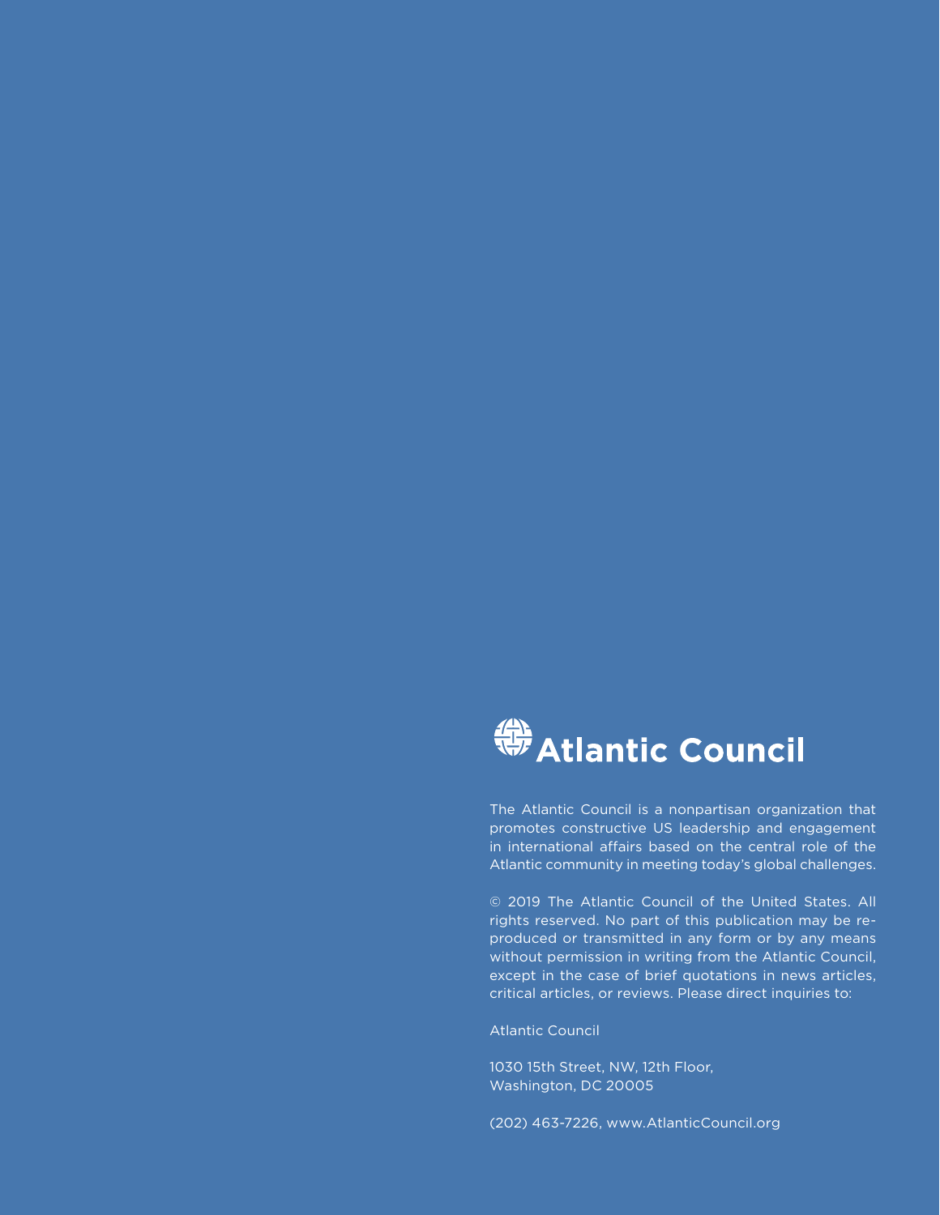# Atlantic Council

The Atlantic Council is a nonpartisan organization that promotes constructive US leadership and engagement in international affairs based on the central role of the Atlantic community in meeting today's global challenges.

© 2019 The Atlantic Council of the United States. All rights reserved. No part of this publication may be reproduced or transmitted in any form or by any means without permission in writing from the Atlantic Council, except in the case of brief quotations in news articles, critical articles, or reviews. Please direct inquiries to:

Atlantic Council

1030 15th Street, NW, 12th Floor,
Washington, DC 20005

(202) 463-7226, www.AtlanticCouncil.org